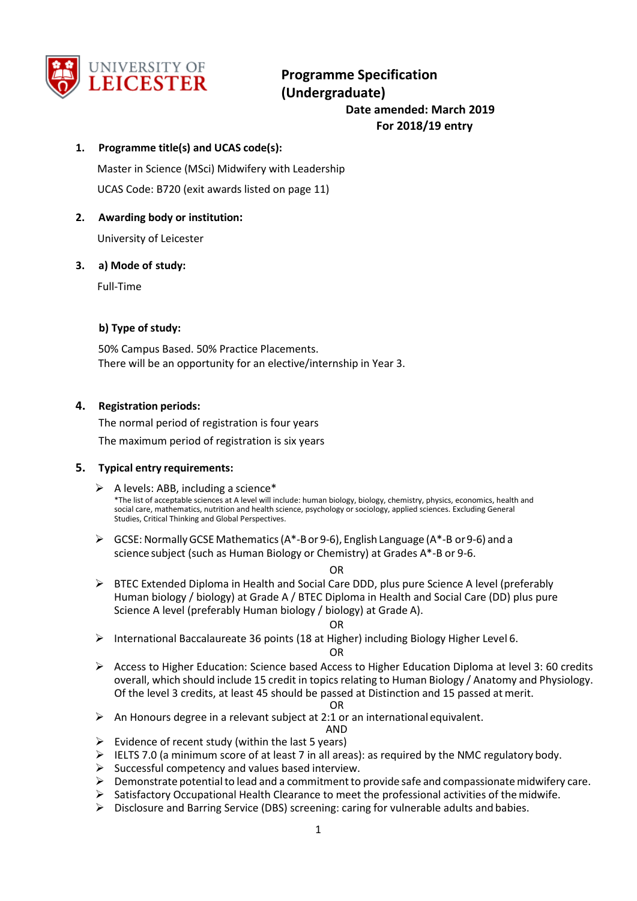UNIVERSITY OF LEICESTER

# Programme Specification (Undergraduate)

**Date amended: March 2019**
**For 2018/19 entry**

## 1. Programme title(s) and UCAS code(s):

Master in Science (MSci) Midwifery with Leadership

UCAS Code: B720 (exit awards listed on page 11)

## 2. Awarding body or institution:

University of Leicester

## 3. a) Mode of study:

Full-Time

### b) Type of study:

50% Campus Based. 50% Practice Placements.
There will be an opportunity for an elective/internship in Year 3.

## 4. Registration periods:

The normal period of registration is four years

The maximum period of registration is six years

## 5. Typical entry requirements:

- A levels: ABB, including a science*
  *The list of acceptable sciences at A level will include: human biology, biology, chemistry, physics, economics, health and social care, mathematics, nutrition and health science, psychology or sociology, applied sciences. Excluding General Studies, Critical Thinking and Global Perspectives.
- GCSE: Normally GCSE Mathematics (A*-B or 9-6), English Language (A*-B or 9-6) and a science subject (such as Human Biology or Chemistry) at Grades A*-B or 9-6.

OR

- BTEC Extended Diploma in Health and Social Care DDD, plus pure Science A level (preferably Human biology / biology) at Grade A / BTEC Diploma in Health and Social Care (DD) plus pure Science A level (preferably Human biology / biology) at Grade A).

OR

- International Baccalaureate 36 points (18 at Higher) including Biology Higher Level 6.

OR

- Access to Higher Education: Science based Access to Higher Education Diploma at level 3: 60 credits overall, which should include 15 credit in topics relating to Human Biology / Anatomy and Physiology. Of the level 3 credits, at least 45 should be passed at Distinction and 15 passed at merit.

OR

- An Honours degree in a relevant subject at 2:1 or an international equivalent.

AND

- Evidence of recent study (within the last 5 years)
- IELTS 7.0 (a minimum score of at least 7 in all areas): as required by the NMC regulatory body.
- Successful competency and values based interview.
- Demonstrate potential to lead and a commitment to provide safe and compassionate midwifery care.
- Satisfactory Occupational Health Clearance to meet the professional activities of the midwife.
- Disclosure and Barring Service (DBS) screening: caring for vulnerable adults and babies.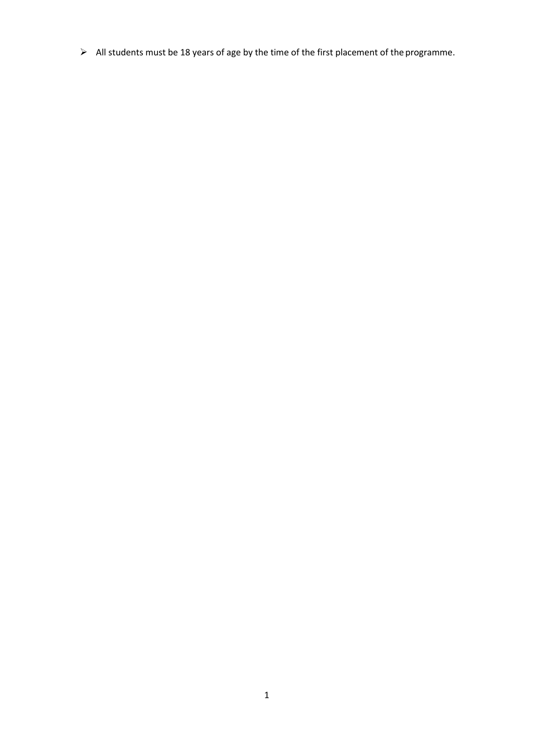- All students must be 18 years of age by the time of the first placement of the programme.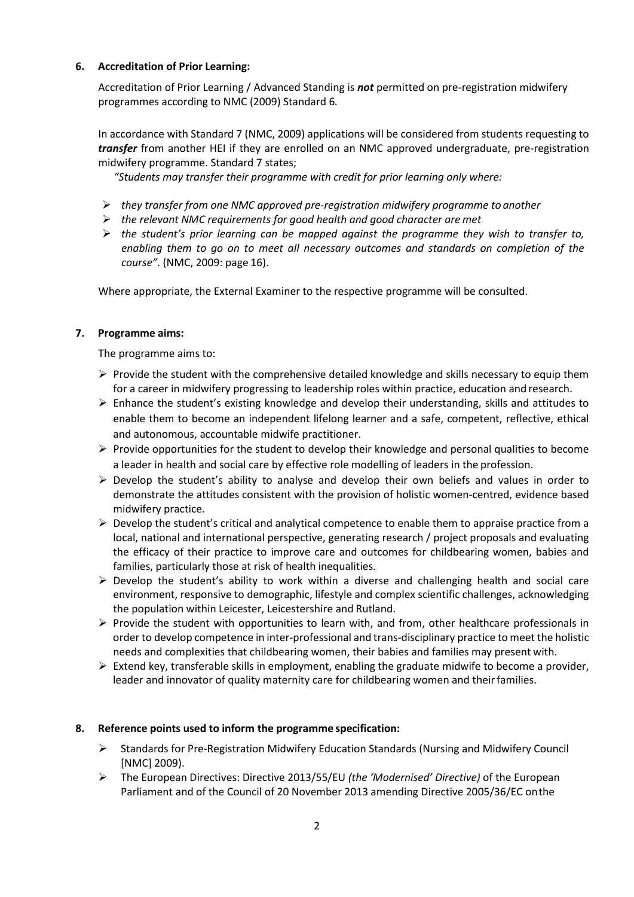## 6. Accreditation of Prior Learning:

Accreditation of Prior Learning / Advanced Standing is ***not*** permitted on pre-registration midwifery programmes according to NMC (2009) Standard 6*.*

In accordance with Standard 7 (NMC, 2009) applications will be considered from students requesting to ***transfer*** from another HEI if they are enrolled on an NMC approved undergraduate, pre-registration midwifery programme. Standard 7 states;

*"Students may transfer their programme with credit for prior learning only where:*

- *they transfer from one NMC approved pre-registration midwifery programme to another*
- *the relevant NMC requirements for good health and good character are met*
- *the student's prior learning can be mapped against the programme they wish to transfer to, enabling them to go on to meet all necessary outcomes and standards on completion of the course".* (NMC, 2009: page 16).

Where appropriate, the External Examiner to the respective programme will be consulted.

## 7. Programme aims:

The programme aims to:

- Provide the student with the comprehensive detailed knowledge and skills necessary to equip them for a career in midwifery progressing to leadership roles within practice, education and research.
- Enhance the student's existing knowledge and develop their understanding, skills and attitudes to enable them to become an independent lifelong learner and a safe, competent, reflective, ethical and autonomous, accountable midwife practitioner.
- Provide opportunities for the student to develop their knowledge and personal qualities to become a leader in health and social care by effective role modelling of leaders in the profession.
- Develop the student's ability to analyse and develop their own beliefs and values in order to demonstrate the attitudes consistent with the provision of holistic women-centred, evidence based midwifery practice.
- Develop the student's critical and analytical competence to enable them to appraise practice from a local, national and international perspective, generating research / project proposals and evaluating the efficacy of their practice to improve care and outcomes for childbearing women, babies and families, particularly those at risk of health inequalities.
- Develop the student's ability to work within a diverse and challenging health and social care environment, responsive to demographic, lifestyle and complex scientific challenges, acknowledging the population within Leicester, Leicestershire and Rutland.
- Provide the student with opportunities to learn with, and from, other healthcare professionals in order to develop competence in inter-professional and trans-disciplinary practice to meet the holistic needs and complexities that childbearing women, their babies and families may present with.
- Extend key, transferable skills in employment, enabling the graduate midwife to become a provider, leader and innovator of quality maternity care for childbearing women and their families.

## 8. Reference points used to inform the programme specification:

- Standards for Pre-Registration Midwifery Education Standards (Nursing and Midwifery Council [NMC] 2009).
- The European Directives: Directive 2013/55/EU *(the 'Modernised' Directive)* of the European Parliament and of the Council of 20 November 2013 amending Directive 2005/36/EC on the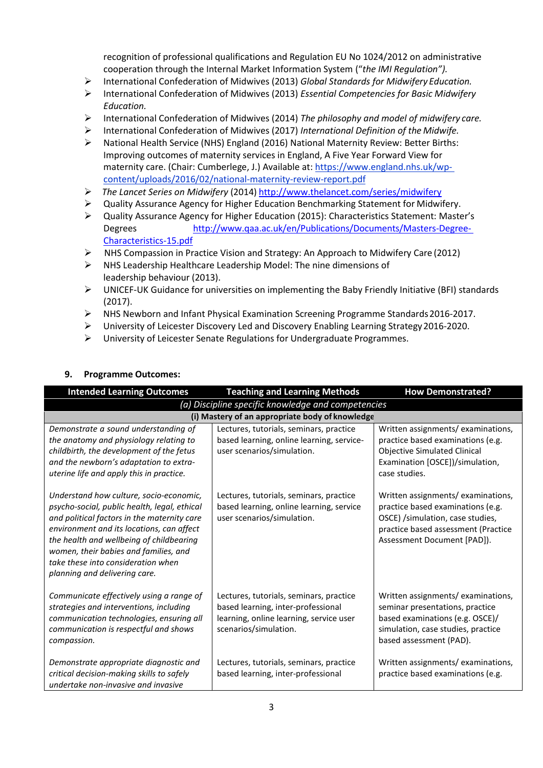recognition of professional qualifications and Regulation EU No 1024/2012 on administrative cooperation through the Internal Market Information System (“*the IMI Regulation”).*

- International Confederation of Midwives (2013) *Global Standards for Midwifery Education.*
- International Confederation of Midwives (2013) *Essential Competencies for Basic Midwifery Education.*
- International Confederation of Midwives (2014) *The philosophy and model of midwifery care.*
- International Confederation of Midwives (2017) *International Definition of the Midwife.*
- National Health Service (NHS) England (2016) National Maternity Review: Better Births: Improving outcomes of maternity services in England, A Five Year Forward View for maternity care. (Chair: Cumberlege, J.) Available at: https://www.england.nhs.uk/wp-content/uploads/2016/02/national-maternity-review-report.pdf
- *The Lancet Series on Midwifery* (2014) http://www.thelancet.com/series/midwifery
- Quality Assurance Agency for Higher Education Benchmarking Statement for Midwifery.
- Quality Assurance Agency for Higher Education (2015): Characteristics Statement: Master’s Degrees http://www.qaa.ac.uk/en/Publications/Documents/Masters-Degree-Characteristics-15.pdf
- NHS Compassion in Practice Vision and Strategy: An Approach to Midwifery Care (2012)
- NHS Leadership Healthcare Leadership Model: The nine dimensions of leadership behaviour (2013).
- UNICEF-UK Guidance for universities on implementing the Baby Friendly Initiative (BFI) standards (2017).
- NHS Newborn and Infant Physical Examination Screening Programme Standards 2016-2017.
- University of Leicester Discovery Led and Discovery Enabling Learning Strategy 2016-2020.
- University of Leicester Senate Regulations for Undergraduate Programmes.

### 9. Programme Outcomes:

| Intended Learning Outcomes | Teaching and Learning Methods | How Demonstrated? |
|---|---|---|
| *(a) Discipline specific knowledge and competencies* | | |
| **(i) Mastery of an appropriate body of knowledge** | | |
| *Demonstrate a sound understanding of the anatomy and physiology relating to childbirth, the development of the fetus and the newborn’s adaptation to extra-uterine life and apply this in practice.* | Lectures, tutorials, seminars, practice based learning, online learning, service-user scenarios/simulation. | Written assignments/ examinations, practice based examinations (e.g. Objective Simulated Clinical Examination [OSCE])/simulation, case studies. |
| *Understand how culture, socio-economic, psycho-social, public health, legal, ethical and political factors in the maternity care environment and its locations, can affect the health and wellbeing of childbearing women, their babies and families, and take these into consideration when planning and delivering care.* | Lectures, tutorials, seminars, practice based learning, online learning, service user scenarios/simulation. | Written assignments/ examinations, practice based examinations (e.g. OSCE) /simulation, case studies, practice based assessment (Practice Assessment Document [PAD]). |
| *Communicate effectively using a range of strategies and interventions, including communication technologies, ensuring all communication is respectful and shows compassion.* | Lectures, tutorials, seminars, practice based learning, inter-professional learning, online learning, service user scenarios/simulation. | Written assignments/ examinations, seminar presentations, practice based examinations (e.g. OSCE)/ simulation, case studies, practice based assessment (PAD). |
| *Demonstrate appropriate diagnostic and critical decision-making skills to safely undertake non-invasive and invasive* | Lectures, tutorials, seminars, practice based learning, inter-professional | Written assignments/ examinations, practice based examinations (e.g. |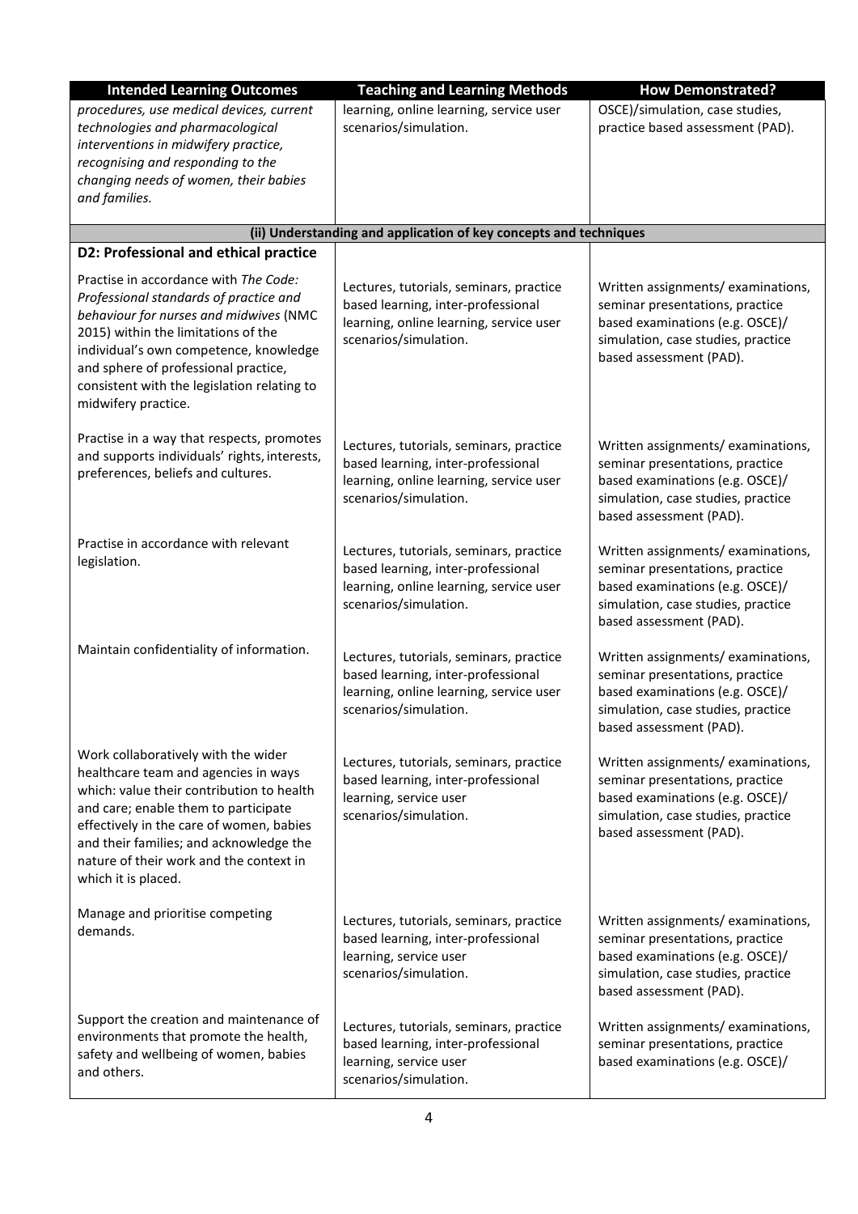| Intended Learning Outcomes | Teaching and Learning Methods | How Demonstrated? |
|---|---|---|
| *procedures, use medical devices, current technologies and pharmacological interventions in midwifery practice, recognising and responding to the changing needs of women, their babies and families.* | learning, online learning, service user scenarios/simulation. | OSCE)/simulation, case studies, practice based assessment (PAD). |
| **(ii) Understanding and application of key concepts and techniques** | | |
| **D2: Professional and ethical practice** | | |
| Practise in accordance with *The Code: Professional standards of practice and behaviour for nurses and midwives* (NMC 2015) within the limitations of the individual's own competence, knowledge and sphere of professional practice, consistent with the legislation relating to midwifery practice. | Lectures, tutorials, seminars, practice based learning, inter-professional learning, online learning, service user scenarios/simulation. | Written assignments/ examinations, seminar presentations, practice based examinations (e.g. OSCE)/ simulation, case studies, practice based assessment (PAD). |
| Practise in a way that respects, promotes and supports individuals' rights, interests, preferences, beliefs and cultures. | Lectures, tutorials, seminars, practice based learning, inter-professional learning, online learning, service user scenarios/simulation. | Written assignments/ examinations, seminar presentations, practice based examinations (e.g. OSCE)/ simulation, case studies, practice based assessment (PAD). |
| Practise in accordance with relevant legislation. | Lectures, tutorials, seminars, practice based learning, inter-professional learning, online learning, service user scenarios/simulation. | Written assignments/ examinations, seminar presentations, practice based examinations (e.g. OSCE)/ simulation, case studies, practice based assessment (PAD). |
| Maintain confidentiality of information. | Lectures, tutorials, seminars, practice based learning, inter-professional learning, online learning, service user scenarios/simulation. | Written assignments/ examinations, seminar presentations, practice based examinations (e.g. OSCE)/ simulation, case studies, practice based assessment (PAD). |
| Work collaboratively with the wider healthcare team and agencies in ways which: value their contribution to health and care; enable them to participate effectively in the care of women, babies and their families; and acknowledge the nature of their work and the context in which it is placed. | Lectures, tutorials, seminars, practice based learning, inter-professional learning, service user scenarios/simulation. | Written assignments/ examinations, seminar presentations, practice based examinations (e.g. OSCE)/ simulation, case studies, practice based assessment (PAD). |
| Manage and prioritise competing demands. | Lectures, tutorials, seminars, practice based learning, inter-professional learning, service user scenarios/simulation. | Written assignments/ examinations, seminar presentations, practice based examinations (e.g. OSCE)/ simulation, case studies, practice based assessment (PAD). |
| Support the creation and maintenance of environments that promote the health, safety and wellbeing of women, babies and others. | Lectures, tutorials, seminars, practice based learning, inter-professional learning, service user scenarios/simulation. | Written assignments/ examinations, seminar presentations, practice based examinations (e.g. OSCE)/ |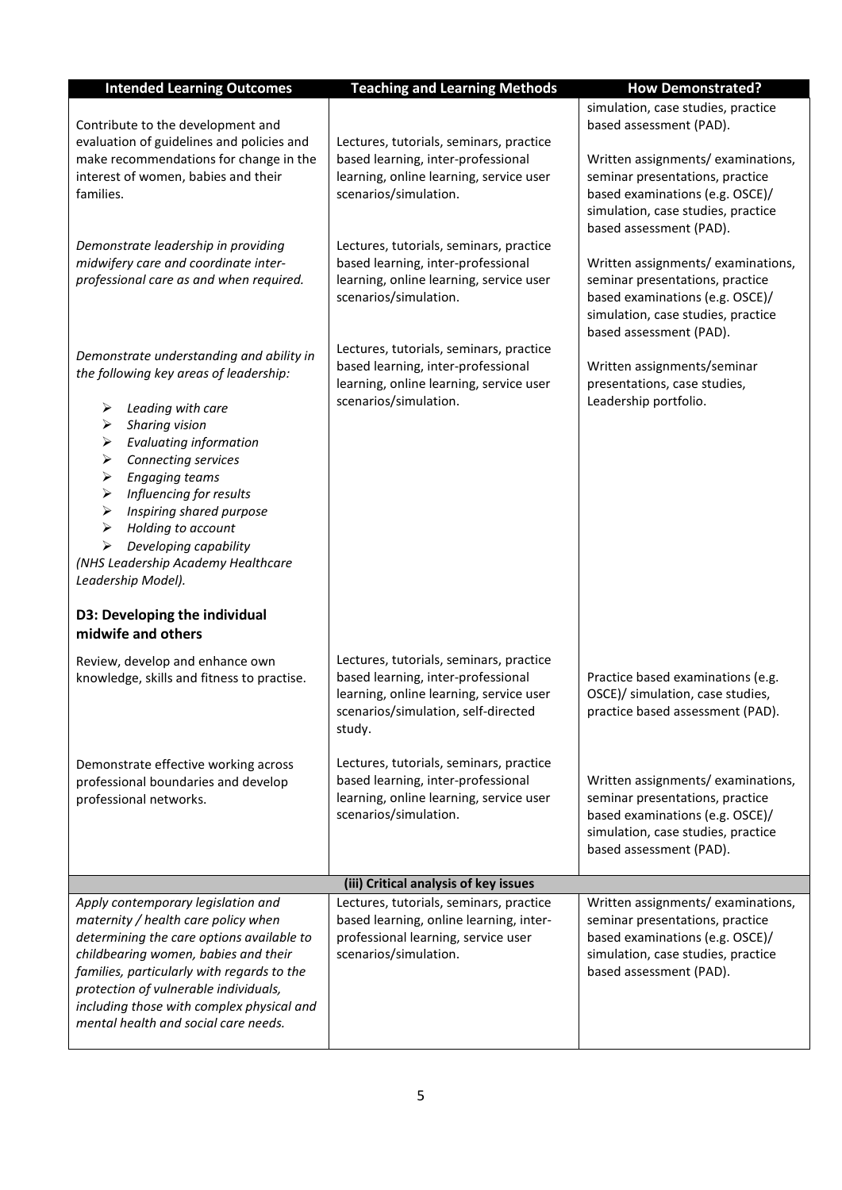| Intended Learning Outcomes | Teaching and Learning Methods | How Demonstrated? |
|---|---|---|
| | | simulation, case studies, practice based assessment (PAD). |
| Contribute to the development and evaluation of guidelines and policies and make recommendations for change in the interest of women, babies and their families. | Lectures, tutorials, seminars, practice based learning, inter-professional learning, online learning, service user scenarios/simulation. | Written assignments/ examinations, seminar presentations, practice based examinations (e.g. OSCE)/ simulation, case studies, practice based assessment (PAD). |
| *Demonstrate leadership in providing midwifery care and coordinate inter-professional care as and when required.* | Lectures, tutorials, seminars, practice based learning, inter-professional learning, online learning, service user scenarios/simulation. | Written assignments/ examinations, seminar presentations, practice based examinations (e.g. OSCE)/ simulation, case studies, practice based assessment (PAD). |
| *Demonstrate understanding and ability in the following key areas of leadership:*<br>➢ *Leading with care*<br>➢ *Sharing vision*<br>➢ *Evaluating information*<br>➢ *Connecting services*<br>➢ *Engaging teams*<br>➢ *Influencing for results*<br>➢ *Inspiring shared purpose*<br>➢ *Holding to account*<br>➢ *Developing capability*<br>*(NHS Leadership Academy Healthcare Leadership Model).* | Lectures, tutorials, seminars, practice based learning, inter-professional learning, online learning, service user scenarios/simulation. | Written assignments/seminar presentations, case studies, Leadership portfolio. |
| **D3: Developing the individual midwife and others** | | |
| Review, develop and enhance own knowledge, skills and fitness to practise. | Lectures, tutorials, seminars, practice based learning, inter-professional learning, online learning, service user scenarios/simulation, self-directed study. | Practice based examinations (e.g. OSCE)/ simulation, case studies, practice based assessment (PAD). |
| Demonstrate effective working across professional boundaries and develop professional networks. | Lectures, tutorials, seminars, practice based learning, inter-professional learning, online learning, service user scenarios/simulation. | Written assignments/ examinations, seminar presentations, practice based examinations (e.g. OSCE)/ simulation, case studies, practice based assessment (PAD). |
| **(iii) Critical analysis of key issues** | | |
| *Apply contemporary legislation and maternity / health care policy when determining the care options available to childbearing women, babies and their families, particularly with regards to the protection of vulnerable individuals, including those with complex physical and mental health and social care needs.* | Lectures, tutorials, seminars, practice based learning, online learning, inter-professional learning, service user scenarios/simulation. | Written assignments/ examinations, seminar presentations, practice based examinations (e.g. OSCE)/ simulation, case studies, practice based assessment (PAD). |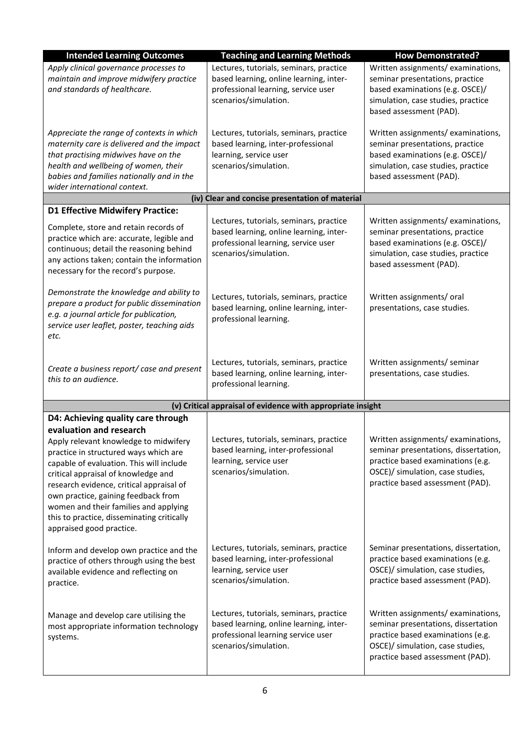| Intended Learning Outcomes | Teaching and Learning Methods | How Demonstrated? |
| --- | --- | --- |
| *Apply clinical governance processes to maintain and improve midwifery practice and standards of healthcare.* | Lectures, tutorials, seminars, practice based learning, online learning, inter-professional learning, service user scenarios/simulation. | Written assignments/ examinations, seminar presentations, practice based examinations (e.g. OSCE)/ simulation, case studies, practice based assessment (PAD). |
| *Appreciate the range of contexts in which maternity care is delivered and the impact that practising midwives have on the health and wellbeing of women, their babies and families nationally and in the wider international context.* | Lectures, tutorials, seminars, practice based learning, inter-professional learning, service user scenarios/simulation. | Written assignments/ examinations, seminar presentations, practice based examinations (e.g. OSCE)/ simulation, case studies, practice based assessment (PAD). |
| **(iv) Clear and concise presentation of material** | | |
| **D1 Effective Midwifery Practice:** Complete, store and retain records of practice which are: accurate, legible and continuous; detail the reasoning behind any actions taken; contain the information necessary for the record's purpose. | Lectures, tutorials, seminars, practice based learning, online learning, inter-professional learning, service user scenarios/simulation. | Written assignments/ examinations, seminar presentations, practice based examinations (e.g. OSCE)/ simulation, case studies, practice based assessment (PAD). |
| *Demonstrate the knowledge and ability to prepare a product for public dissemination e.g. a journal article for publication, service user leaflet, poster, teaching aids etc.* | Lectures, tutorials, seminars, practice based learning, online learning, inter-professional learning. | Written assignments/ oral presentations, case studies. |
| *Create a business report/ case and present this to an audience.* | Lectures, tutorials, seminars, practice based learning, online learning, inter-professional learning. | Written assignments/ seminar presentations, case studies. |
| **(v) Critical appraisal of evidence with appropriate insight** | | |
| **D4: Achieving quality care through evaluation and research** Apply relevant knowledge to midwifery practice in structured ways which are capable of evaluation. This will include critical appraisal of knowledge and research evidence, critical appraisal of own practice, gaining feedback from women and their families and applying this to practice, disseminating critically appraised good practice. | Lectures, tutorials, seminars, practice based learning, inter-professional learning, service user scenarios/simulation. | Written assignments/ examinations, seminar presentations, dissertation, practice based examinations (e.g. OSCE)/ simulation, case studies, practice based assessment (PAD). |
| Inform and develop own practice and the practice of others through using the best available evidence and reflecting on practice. | Lectures, tutorials, seminars, practice based learning, inter-professional learning, service user scenarios/simulation. | Seminar presentations, dissertation, practice based examinations (e.g. OSCE)/ simulation, case studies, practice based assessment (PAD). |
| Manage and develop care utilising the most appropriate information technology systems. | Lectures, tutorials, seminars, practice based learning, online learning, inter-professional learning service user scenarios/simulation. | Written assignments/ examinations, seminar presentations, dissertation practice based examinations (e.g. OSCE)/ simulation, case studies, practice based assessment (PAD). |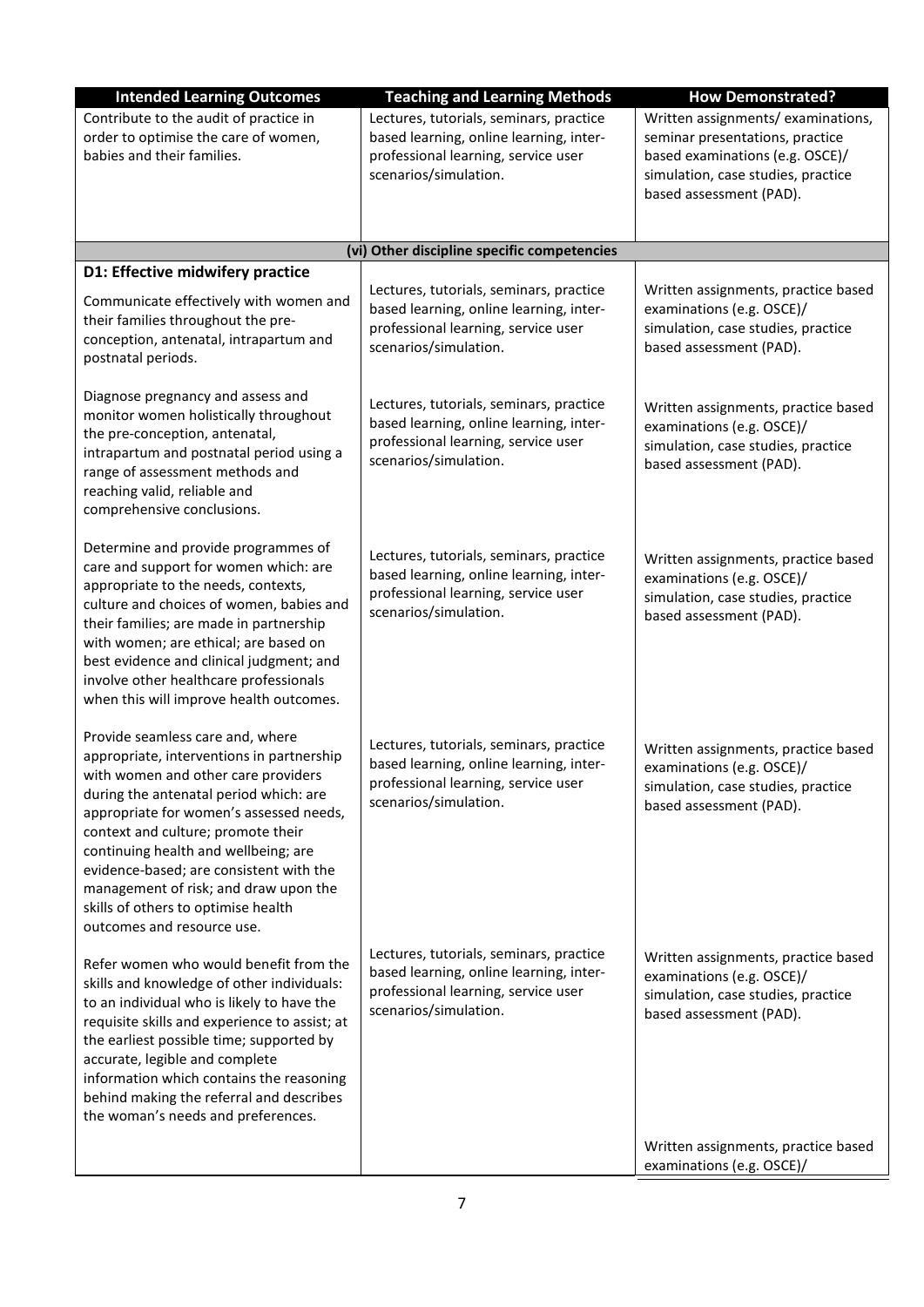| Intended Learning Outcomes | Teaching and Learning Methods | How Demonstrated? |
|---|---|---|
| Contribute to the audit of practice in order to optimise the care of women, babies and their families. | Lectures, tutorials, seminars, practice based learning, online learning, inter-professional learning, service user scenarios/simulation. | Written assignments/ examinations, seminar presentations, practice based examinations (e.g. OSCE)/ simulation, case studies, practice based assessment (PAD). |
| **(vi) Other discipline specific competencies** | | |
| **D1: Effective midwifery practice** | | |
| Communicate effectively with women and their families throughout the pre-conception, antenatal, intrapartum and postnatal periods. | Lectures, tutorials, seminars, practice based learning, online learning, inter-professional learning, service user scenarios/simulation. | Written assignments, practice based examinations (e.g. OSCE)/ simulation, case studies, practice based assessment (PAD). |
| Diagnose pregnancy and assess and monitor women holistically throughout the pre-conception, antenatal, intrapartum and postnatal period using a range of assessment methods and reaching valid, reliable and comprehensive conclusions. | Lectures, tutorials, seminars, practice based learning, online learning, inter-professional learning, service user scenarios/simulation. | Written assignments, practice based examinations (e.g. OSCE)/ simulation, case studies, practice based assessment (PAD). |
| Determine and provide programmes of care and support for women which: are appropriate to the needs, contexts, culture and choices of women, babies and their families; are made in partnership with women; are ethical; are based on best evidence and clinical judgment; and involve other healthcare professionals when this will improve health outcomes. | Lectures, tutorials, seminars, practice based learning, online learning, inter-professional learning, service user scenarios/simulation. | Written assignments, practice based examinations (e.g. OSCE)/ simulation, case studies, practice based assessment (PAD). |
| Provide seamless care and, where appropriate, interventions in partnership with women and other care providers during the antenatal period which: are appropriate for women's assessed needs, context and culture; promote their continuing health and wellbeing; are evidence-based; are consistent with the management of risk; and draw upon the skills of others to optimise health outcomes and resource use. | Lectures, tutorials, seminars, practice based learning, online learning, inter-professional learning, service user scenarios/simulation. | Written assignments, practice based examinations (e.g. OSCE)/ simulation, case studies, practice based assessment (PAD). |
| Refer women who would benefit from the skills and knowledge of other individuals: to an individual who is likely to have the requisite skills and experience to assist; at the earliest possible time; supported by accurate, legible and complete information which contains the reasoning behind making the referral and describes the woman's needs and preferences. | Lectures, tutorials, seminars, practice based learning, online learning, inter-professional learning, service user scenarios/simulation. | Written assignments, practice based examinations (e.g. OSCE)/ simulation, case studies, practice based assessment (PAD). |
| | | Written assignments, practice based examinations (e.g. OSCE)/ |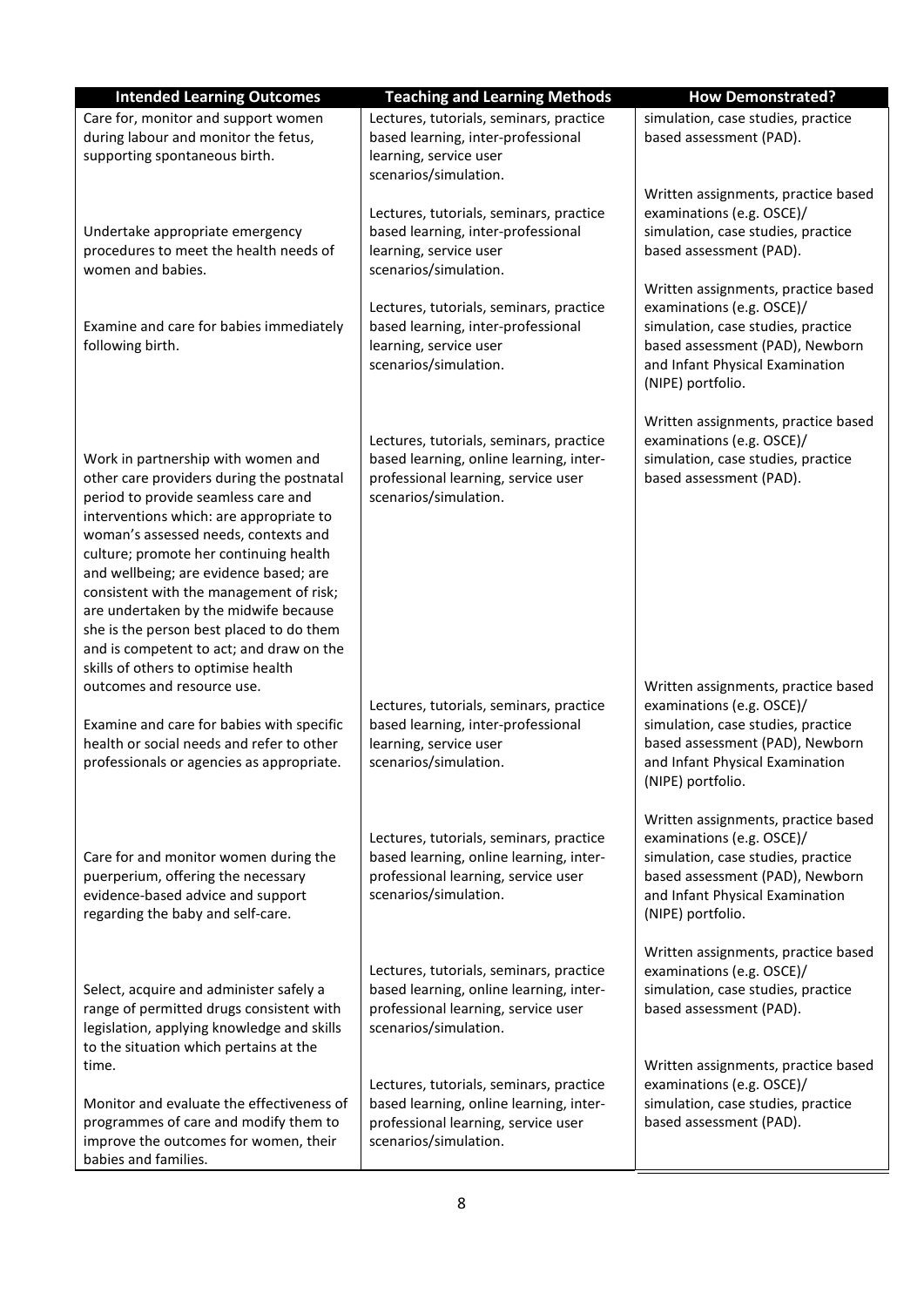| Intended Learning Outcomes | Teaching and Learning Methods | How Demonstrated? |
|---|---|---|
| Care for, monitor and support women during labour and monitor the fetus, supporting spontaneous birth. | Lectures, tutorials, seminars, practice based learning, inter-professional learning, service user scenarios/simulation. | simulation, case studies, practice based assessment (PAD). |
| Undertake appropriate emergency procedures to meet the health needs of women and babies. | Lectures, tutorials, seminars, practice based learning, inter-professional learning, service user scenarios/simulation. | Written assignments, practice based examinations (e.g. OSCE)/ simulation, case studies, practice based assessment (PAD). |
| Examine and care for babies immediately following birth. | Lectures, tutorials, seminars, practice based learning, inter-professional learning, service user scenarios/simulation. | Written assignments, practice based examinations (e.g. OSCE)/ simulation, case studies, practice based assessment (PAD), Newborn and Infant Physical Examination (NIPE) portfolio. |
| Work in partnership with women and other care providers during the postnatal period to provide seamless care and interventions which: are appropriate to woman's assessed needs, contexts and culture; promote her continuing health and wellbeing; are evidence based; are consistent with the management of risk; are undertaken by the midwife because she is the person best placed to do them and is competent to act; and draw on the skills of others to optimise health outcomes and resource use. | Lectures, tutorials, seminars, practice based learning, online learning, inter-professional learning, service user scenarios/simulation. | Written assignments, practice based examinations (e.g. OSCE)/ simulation, case studies, practice based assessment (PAD). |
| Examine and care for babies with specific health or social needs and refer to other professionals or agencies as appropriate. | Lectures, tutorials, seminars, practice based learning, inter-professional learning, service user scenarios/simulation. | Written assignments, practice based examinations (e.g. OSCE)/ simulation, case studies, practice based assessment (PAD), Newborn and Infant Physical Examination (NIPE) portfolio. |
| Care for and monitor women during the puerperium, offering the necessary evidence-based advice and support regarding the baby and self-care. | Lectures, tutorials, seminars, practice based learning, online learning, inter-professional learning, service user scenarios/simulation. | Written assignments, practice based examinations (e.g. OSCE)/ simulation, case studies, practice based assessment (PAD), Newborn and Infant Physical Examination (NIPE) portfolio. |
| Select, acquire and administer safely a range of permitted drugs consistent with legislation, applying knowledge and skills to the situation which pertains at the time. | Lectures, tutorials, seminars, practice based learning, online learning, inter-professional learning, service user scenarios/simulation. | Written assignments, practice based examinations (e.g. OSCE)/ simulation, case studies, practice based assessment (PAD). |
| Monitor and evaluate the effectiveness of programmes of care and modify them to improve the outcomes for women, their babies and families. | Lectures, tutorials, seminars, practice based learning, online learning, inter-professional learning, service user scenarios/simulation. | Written assignments, practice based examinations (e.g. OSCE)/ simulation, case studies, practice based assessment (PAD). |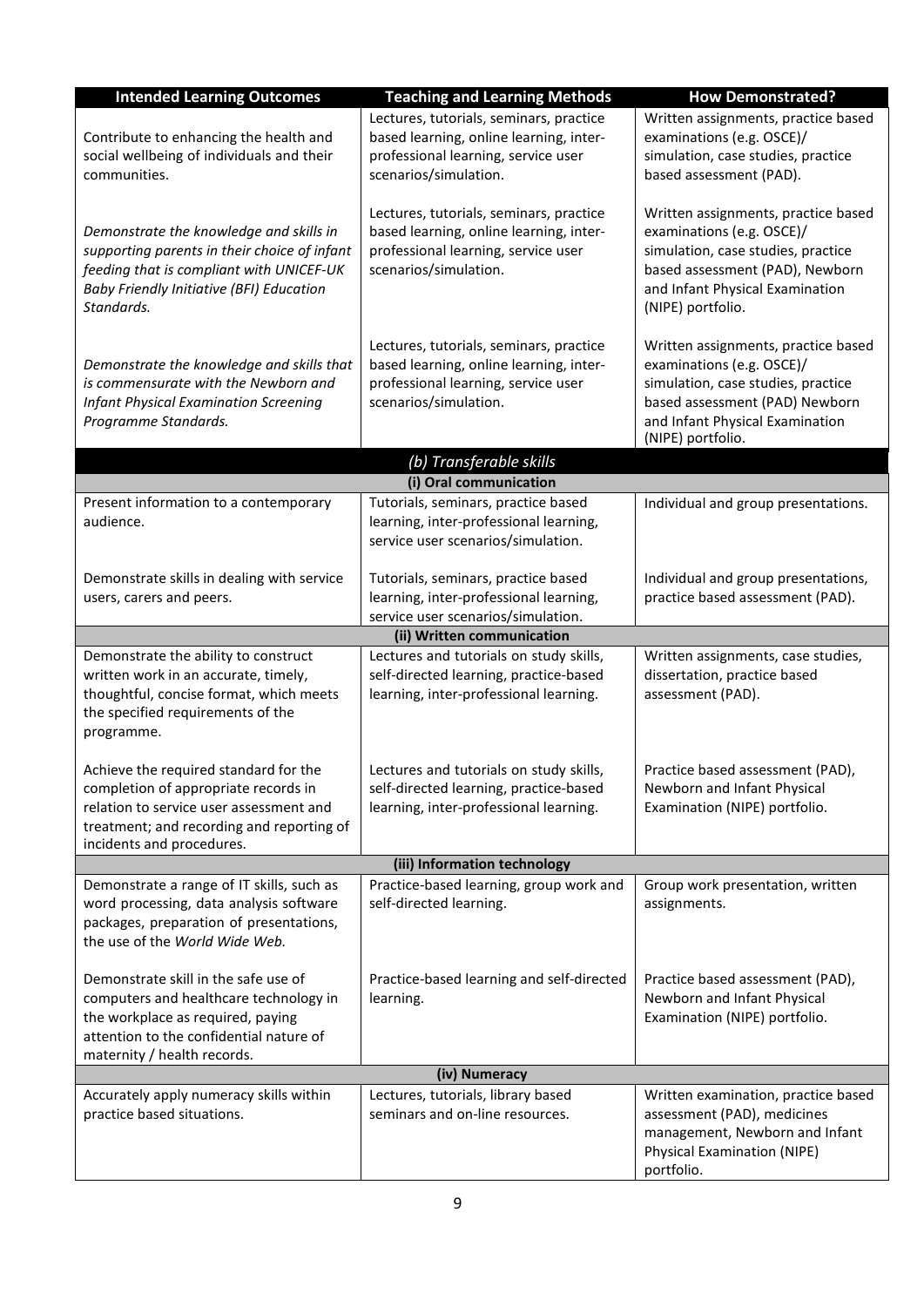| Intended Learning Outcomes | Teaching and Learning Methods | How Demonstrated? |
|---|---|---|
| Contribute to enhancing the health and social wellbeing of individuals and their communities. | Lectures, tutorials, seminars, practice based learning, online learning, inter-professional learning, service user scenarios/simulation. | Written assignments, practice based examinations (e.g. OSCE)/ simulation, case studies, practice based assessment (PAD). |
| *Demonstrate the knowledge and skills in supporting parents in their choice of infant feeding that is compliant with UNICEF-UK Baby Friendly Initiative (BFI) Education Standards.* | Lectures, tutorials, seminars, practice based learning, online learning, inter-professional learning, service user scenarios/simulation. | Written assignments, practice based examinations (e.g. OSCE)/ simulation, case studies, practice based assessment (PAD), Newborn and Infant Physical Examination (NIPE) portfolio. |
| *Demonstrate the knowledge and skills that is commensurate with the Newborn and Infant Physical Examination Screening Programme Standards.* | Lectures, tutorials, seminars, practice based learning, online learning, inter-professional learning, service user scenarios/simulation. | Written assignments, practice based examinations (e.g. OSCE)/ simulation, case studies, practice based assessment (PAD) Newborn and Infant Physical Examination (NIPE) portfolio. |
| ***(b) Transferable skills*** | | |
| **(i) Oral communication** | | |
| Present information to a contemporary audience. | Tutorials, seminars, practice based learning, inter-professional learning, service user scenarios/simulation. | Individual and group presentations. |
| Demonstrate skills in dealing with service users, carers and peers. | Tutorials, seminars, practice based learning, inter-professional learning, service user scenarios/simulation. | Individual and group presentations, practice based assessment (PAD). |
| **(ii) Written communication** | | |
| Demonstrate the ability to construct written work in an accurate, timely, thoughtful, concise format, which meets the specified requirements of the programme. | Lectures and tutorials on study skills, self-directed learning, practice-based learning, inter-professional learning. | Written assignments, case studies, dissertation, practice based assessment (PAD). |
| Achieve the required standard for the completion of appropriate records in relation to service user assessment and treatment; and recording and reporting of incidents and procedures. | Lectures and tutorials on study skills, self-directed learning, practice-based learning, inter-professional learning. | Practice based assessment (PAD), Newborn and Infant Physical Examination (NIPE) portfolio. |
| **(iii) Information technology** | | |
| Demonstrate a range of IT skills, such as word processing, data analysis software packages, preparation of presentations, the use of the *World Wide Web.* | Practice-based learning, group work and self-directed learning. | Group work presentation, written assignments. |
| Demonstrate skill in the safe use of computers and healthcare technology in the workplace as required, paying attention to the confidential nature of maternity / health records. | Practice-based learning and self-directed learning. | Practice based assessment (PAD), Newborn and Infant Physical Examination (NIPE) portfolio. |
| **(iv) Numeracy** | | |
| Accurately apply numeracy skills within practice based situations. | Lectures, tutorials, library based seminars and on-line resources. | Written examination, practice based assessment (PAD), medicines management, Newborn and Infant Physical Examination (NIPE) portfolio. |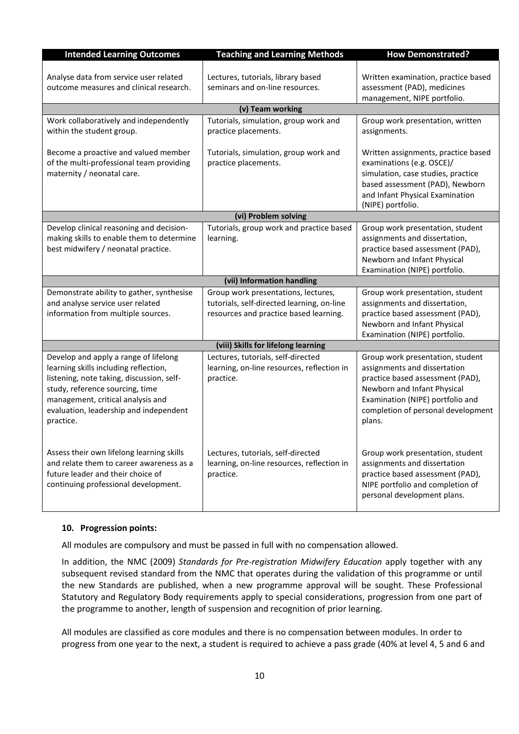| Intended Learning Outcomes | Teaching and Learning Methods | How Demonstrated? |
|---|---|---|
| Analyse data from service user related outcome measures and clinical research. | Lectures, tutorials, library based seminars and on-line resources. | Written examination, practice based assessment (PAD), medicines management, NIPE portfolio. |
| **(v) Team working** | | |
| Work collaboratively and independently within the student group. | Tutorials, simulation, group work and practice placements. | Group work presentation, written assignments. |
| Become a proactive and valued member of the multi-professional team providing maternity / neonatal care. | Tutorials, simulation, group work and practice placements. | Written assignments, practice based examinations (e.g. OSCE)/ simulation, case studies, practice based assessment (PAD), Newborn and Infant Physical Examination (NIPE) portfolio. |
| **(vi) Problem solving** | | |
| Develop clinical reasoning and decision-making skills to enable them to determine best midwifery / neonatal practice. | Tutorials, group work and practice based learning. | Group work presentation, student assignments and dissertation, practice based assessment (PAD), Newborn and Infant Physical Examination (NIPE) portfolio. |
| **(vii) Information handling** | | |
| Demonstrate ability to gather, synthesise and analyse service user related information from multiple sources. | Group work presentations, lectures, tutorials, self-directed learning, on-line resources and practice based learning. | Group work presentation, student assignments and dissertation, practice based assessment (PAD), Newborn and Infant Physical Examination (NIPE) portfolio. |
| **(viii) Skills for lifelong learning** | | |
| Develop and apply a range of lifelong learning skills including reflection, listening, note taking, discussion, self-study, reference sourcing, time management, critical analysis and evaluation, leadership and independent practice. | Lectures, tutorials, self-directed learning, on-line resources, reflection in practice. | Group work presentation, student assignments and dissertation practice based assessment (PAD), Newborn and Infant Physical Examination (NIPE) portfolio and completion of personal development plans. |
| Assess their own lifelong learning skills and relate them to career awareness as a future leader and their choice of continuing professional development. | Lectures, tutorials, self-directed learning, on-line resources, reflection in practice. | Group work presentation, student assignments and dissertation practice based assessment (PAD), NIPE portfolio and completion of personal development plans. |

**10. Progression points:**

All modules are compulsory and must be passed in full with no compensation allowed.

In addition, the NMC (2009) *Standards for Pre-registration Midwifery Education* apply together with any subsequent revised standard from the NMC that operates during the validation of this programme or until the new Standards are published, when a new programme approval will be sought. These Professional Statutory and Regulatory Body requirements apply to special considerations, progression from one part of the programme to another, length of suspension and recognition of prior learning.

All modules are classified as core modules and there is no compensation between modules. In order to progress from one year to the next, a student is required to achieve a pass grade (40% at level 4, 5 and 6 and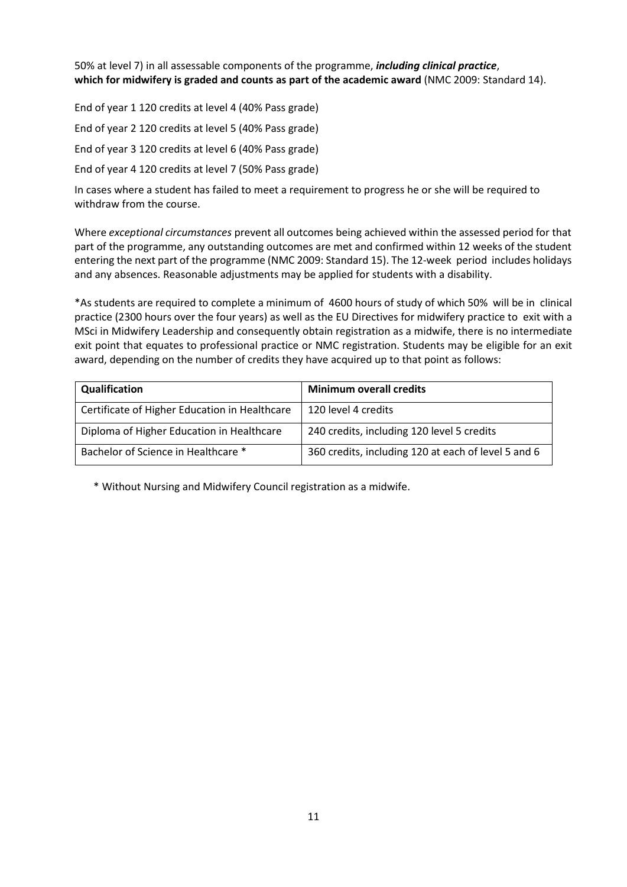50% at level 7) in all assessable components of the programme, ***including clinical practice***, **which for midwifery is graded and counts as part of the academic award** (NMC 2009: Standard 14).

End of year 1 120 credits at level 4 (40% Pass grade)

End of year 2 120 credits at level 5 (40% Pass grade)

End of year 3 120 credits at level 6 (40% Pass grade)

End of year 4 120 credits at level 7 (50% Pass grade)

In cases where a student has failed to meet a requirement to progress he or she will be required to withdraw from the course.

Where *exceptional circumstances* prevent all outcomes being achieved within the assessed period for that part of the programme, any outstanding outcomes are met and confirmed within 12 weeks of the student entering the next part of the programme (NMC 2009: Standard 15). The 12-week period includes holidays and any absences. Reasonable adjustments may be applied for students with a disability.

*As students are required to complete a minimum of 4600 hours of study of which 50% will be in clinical practice (2300 hours over the four years) as well as the EU Directives for midwifery practice to exit with a MSci in Midwifery Leadership and consequently obtain registration as a midwife, there is no intermediate exit point that equates to professional practice or NMC registration. Students may be eligible for an exit award, depending on the number of credits they have acquired up to that point as follows:

| Qualification | Minimum overall credits |
|---|---|
| Certificate of Higher Education in Healthcare | 120 level 4 credits |
| Diploma of Higher Education in Healthcare | 240 credits, including 120 level 5 credits |
| Bachelor of Science in Healthcare * | 360 credits, including 120 at each of level 5 and 6 |

\* Without Nursing and Midwifery Council registration as a midwife.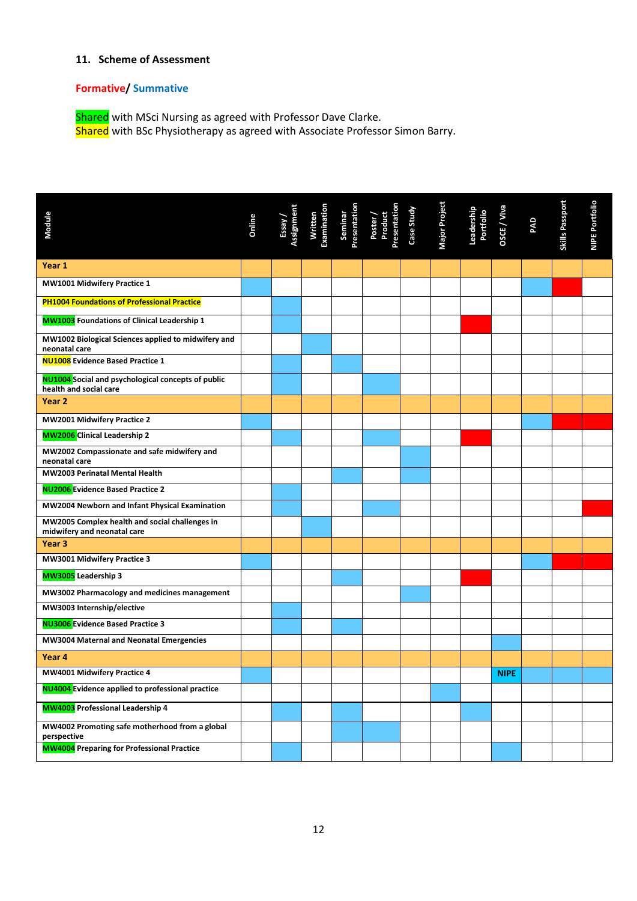## 11. Scheme of Assessment

**Formative**/ **Summative**

Shared with MSci Nursing as agreed with Professor Dave Clarke.
Shared with BSc Physiotherapy as agreed with Associate Professor Simon Barry.

| Module | Online | Essay / Assignment | Written Examination | Seminar Presentation | Poster / Product Presentation | Case Study | Major Project | Leadership Portfolio | OSCE / Viva | PAD | Skills Passport | NIPE Portfolio |
|---|---|---|---|---|---|---|---|---|---|---|---|---|
| **Year 1** | | | | | | | | | | | | |
| MW1001 Midwifery Practice 1 | Summative | | | | | | | | | Summative | Formative | |
| PH1004 Foundations of Professional Practice | | Summative | | | | | | | | | | |
| MW1003 Foundations of Clinical Leadership 1 | | Summative | | | | | | Formative | | | | |
| MW1002 Biological Sciences applied to midwifery and neonatal care | | | Summative | | | | | | | | | |
| NU1008 Evidence Based Practice 1 | | Summative | | Summative | | | | | | | | |
| NU1004 Social and psychological concepts of public health and social care | | Summative | | | Summative | | | | | | | |
| **Year 2** | | | | | | | | | | | | |
| MW2001 Midwifery Practice 2 | Summative | | | | | | | | | Summative | Formative | Formative |
| MW2006 Clinical Leadership 2 | | Summative | | | Summative | | | Formative | | | | |
| MW2002 Compassionate and safe midwifery and neonatal care | | | | | | Summative | | | | | | |
| MW2003 Perinatal Mental Health | | | | Summative | | Summative | | | | | | |
| NU2006 Evidence Based Practice 2 | | Summative | | | | | | | | | | |
| MW2004 Newborn and Infant Physical Examination | | Summative | | | Summative | | | | | | | Formative |
| MW2005 Complex health and social challenges in midwifery and neonatal care | | | Summative | | | | | | | | | |
| **Year 3** | | | | | | | | | | | | |
| MW3001 Midwifery Practice 3 | Summative | | | | | | | | | Summative | Formative | Formative |
| MW3005 Leadership 3 | | | | Summative | | | | Formative | | | | |
| MW3002 Pharmacology and medicines management | | | | | | Summative | | | | | | |
| MW3003 Internship/elective | | Summative | | | | | | | | | | |
| NU3006 Evidence Based Practice 3 | | Summative | | Summative | | | | | | | | |
| MW3004 Maternal and Neonatal Emergencies | | | | | | | | | Summative | | | |
| **Year 4** | | | | | | | | | | | | |
| MW4001 Midwifery Practice 4 | Summative | | | | | | | | NIPE | Summative | Summative | Summative |
| NU4004 Evidence applied to professional practice | | | | | | | Summative | | | | | |
| MW4003 Professional Leadership 4 | | Summative | | Summative | | | | Summative | | | | |
| MW4002 Promoting safe motherhood from a global perspective | | | | Summative | Summative | | | | | | | |
| MW4004 Preparing for Professional Practice | | Summative | | | | | | | Summative | | | |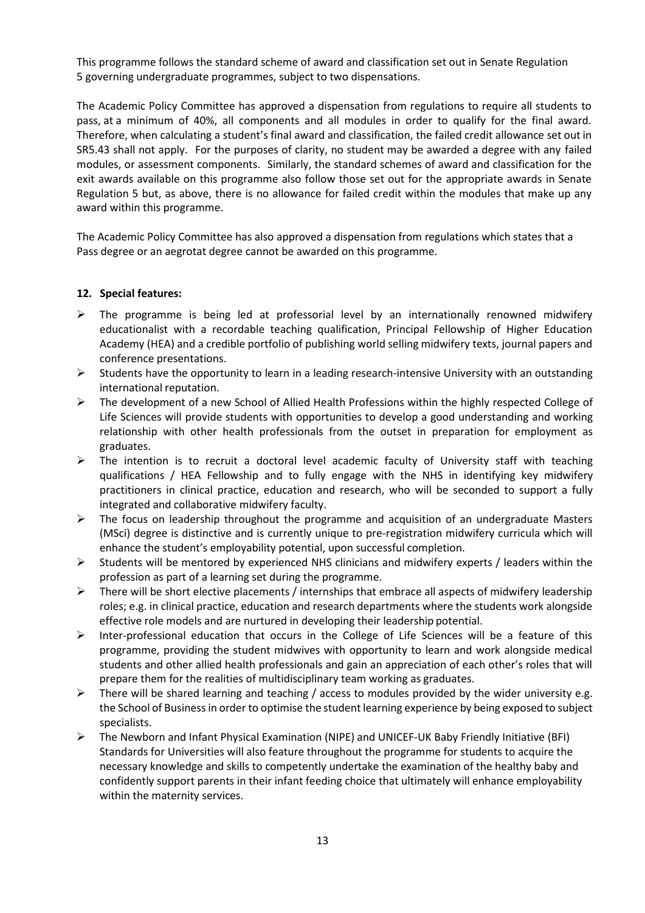This programme follows the standard scheme of award and classification set out in Senate Regulation 5 governing undergraduate programmes, subject to two dispensations.

The Academic Policy Committee has approved a dispensation from regulations to require all students to pass, at a minimum of 40%, all components and all modules in order to qualify for the final award. Therefore, when calculating a student's final award and classification, the failed credit allowance set out in SR5.43 shall not apply. For the purposes of clarity, no student may be awarded a degree with any failed modules, or assessment components. Similarly, the standard schemes of award and classification for the exit awards available on this programme also follow those set out for the appropriate awards in Senate Regulation 5 but, as above, there is no allowance for failed credit within the modules that make up any award within this programme.

The Academic Policy Committee has also approved a dispensation from regulations which states that a Pass degree or an aegrotat degree cannot be awarded on this programme.

**12. Special features:**

- The programme is being led at professorial level by an internationally renowned midwifery educationalist with a recordable teaching qualification, Principal Fellowship of Higher Education Academy (HEA) and a credible portfolio of publishing world selling midwifery texts, journal papers and conference presentations.
- Students have the opportunity to learn in a leading research-intensive University with an outstanding international reputation.
- The development of a new School of Allied Health Professions within the highly respected College of Life Sciences will provide students with opportunities to develop a good understanding and working relationship with other health professionals from the outset in preparation for employment as graduates.
- The intention is to recruit a doctoral level academic faculty of University staff with teaching qualifications / HEA Fellowship and to fully engage with the NHS in identifying key midwifery practitioners in clinical practice, education and research, who will be seconded to support a fully integrated and collaborative midwifery faculty.
- The focus on leadership throughout the programme and acquisition of an undergraduate Masters (MSci) degree is distinctive and is currently unique to pre-registration midwifery curricula which will enhance the student's employability potential, upon successful completion.
- Students will be mentored by experienced NHS clinicians and midwifery experts / leaders within the profession as part of a learning set during the programme.
- There will be short elective placements / internships that embrace all aspects of midwifery leadership roles; e.g. in clinical practice, education and research departments where the students work alongside effective role models and are nurtured in developing their leadership potential.
- Inter-professional education that occurs in the College of Life Sciences will be a feature of this programme, providing the student midwives with opportunity to learn and work alongside medical students and other allied health professionals and gain an appreciation of each other's roles that will prepare them for the realities of multidisciplinary team working as graduates.
- There will be shared learning and teaching / access to modules provided by the wider university e.g. the School of Business in order to optimise the student learning experience by being exposed to subject specialists.
- The Newborn and Infant Physical Examination (NIPE) and UNICEF-UK Baby Friendly Initiative (BFI) Standards for Universities will also feature throughout the programme for students to acquire the necessary knowledge and skills to competently undertake the examination of the healthy baby and confidently support parents in their infant feeding choice that ultimately will enhance employability within the maternity services.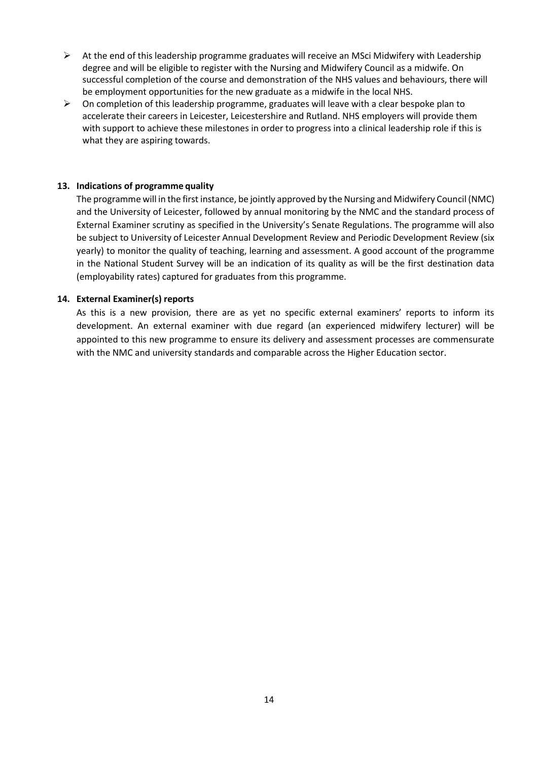- At the end of this leadership programme graduates will receive an MSci Midwifery with Leadership degree and will be eligible to register with the Nursing and Midwifery Council as a midwife. On successful completion of the course and demonstration of the NHS values and behaviours, there will be employment opportunities for the new graduate as a midwife in the local NHS.
- On completion of this leadership programme, graduates will leave with a clear bespoke plan to accelerate their careers in Leicester, Leicestershire and Rutland. NHS employers will provide them with support to achieve these milestones in order to progress into a clinical leadership role if this is what they are aspiring towards.

**13. Indications of programme quality**

The programme will in the first instance, be jointly approved by the Nursing and Midwifery Council (NMC) and the University of Leicester, followed by annual monitoring by the NMC and the standard process of External Examiner scrutiny as specified in the University's Senate Regulations. The programme will also be subject to University of Leicester Annual Development Review and Periodic Development Review (six yearly) to monitor the quality of teaching, learning and assessment. A good account of the programme in the National Student Survey will be an indication of its quality as will be the first destination data (employability rates) captured for graduates from this programme.

**14. External Examiner(s) reports**

As this is a new provision, there are as yet no specific external examiners' reports to inform its development. An external examiner with due regard (an experienced midwifery lecturer) will be appointed to this new programme to ensure its delivery and assessment processes are commensurate with the NMC and university standards and comparable across the Higher Education sector.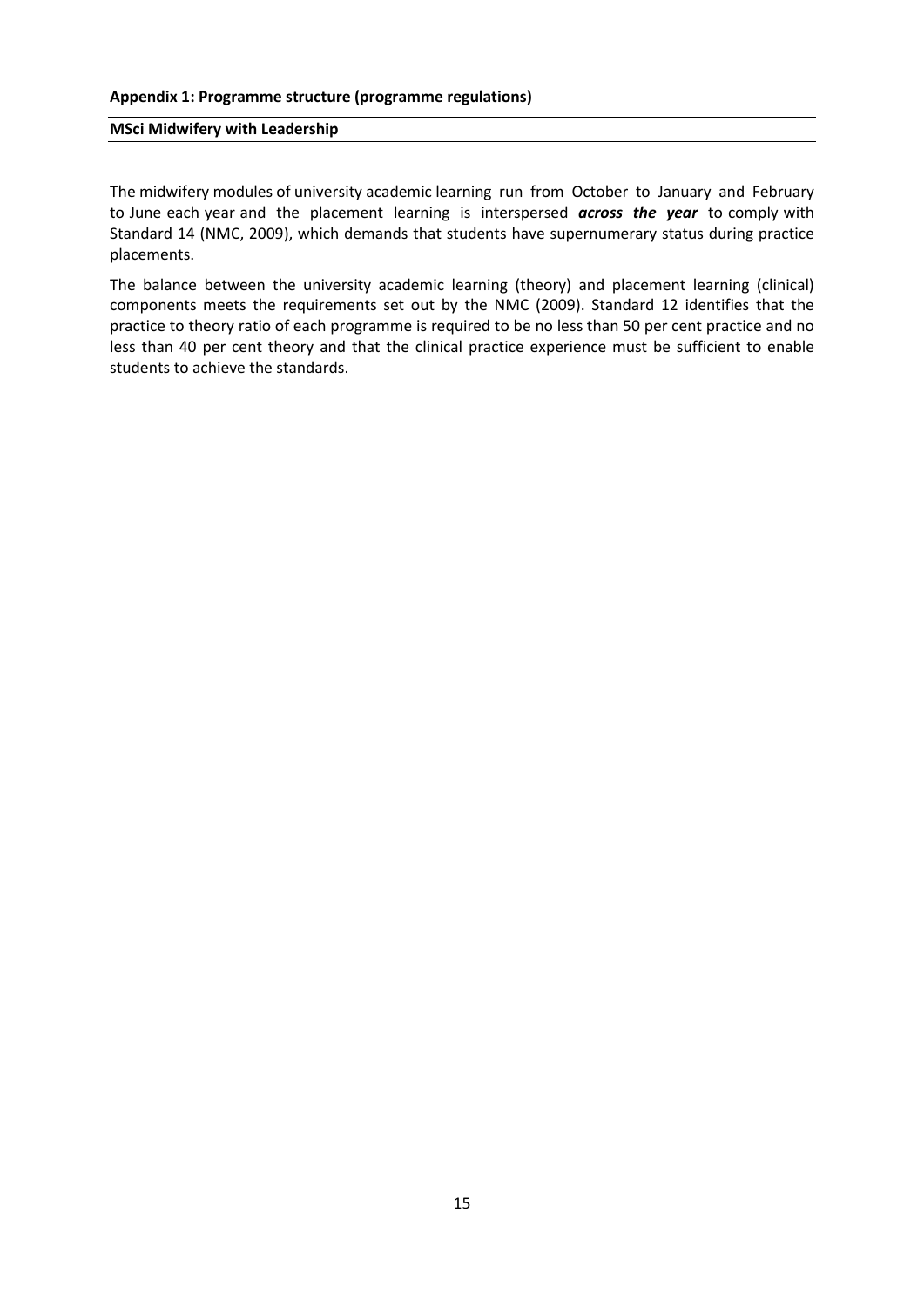**Appendix 1: Programme structure (programme regulations)**

**MSci Midwifery with Leadership**

The midwifery modules of university academic learning run from October to January and February to June each year and the placement learning is interspersed ***across the year*** to comply with Standard 14 (NMC, 2009), which demands that students have supernumerary status during practice placements.

The balance between the university academic learning (theory) and placement learning (clinical) components meets the requirements set out by the NMC (2009). Standard 12 identifies that the practice to theory ratio of each programme is required to be no less than 50 per cent practice and no less than 40 per cent theory and that the clinical practice experience must be sufficient to enable students to achieve the standards.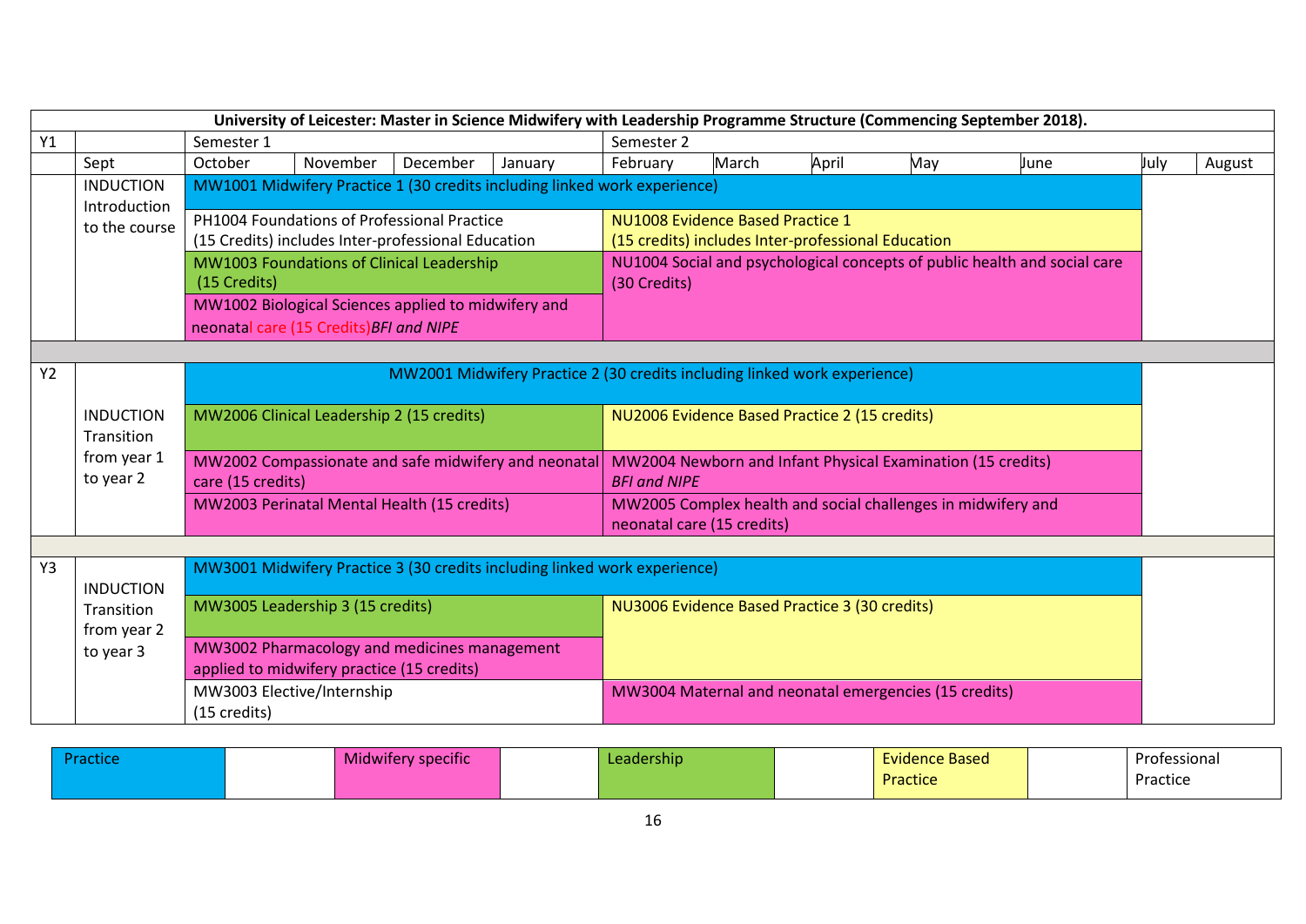| University of Leicester: Master in Science Midwifery with Leadership Programme Structure (Commencing September 2018). | | | | | | | | | | | | |
|---|---|---|---|---|---|---|---|---|---|---|---|---|
| Y1 | | Semester 1 | | | | Semester 2 | | | | | | |
| | Sept | October | November | December | January | February | March | April | May | June | July | August |
| | INDUCTION Introduction to the course | MW1001 Midwifery Practice 1 (30 credits including linked work experience) | | | | | | | | | | |
| | | PH1004 Foundations of Professional Practice (15 Credits) includes Inter-professional Education | | | | NU1008 Evidence Based Practice 1 (15 credits) includes Inter-professional Education | | | | | | |
| | | MW1003 Foundations of Clinical Leadership (15 Credits) | | | | NU1004 Social and psychological concepts of public health and social care (30 Credits) | | | | | | |
| | | MW1002 Biological Sciences applied to midwifery and neonatal care (15 Credits) *BFI and NIPE* | | | | | | | | | | |
| Y2 | INDUCTION Transition from year 1 to year 2 | MW2001 Midwifery Practice 2 (30 credits including linked work experience) | | | | | | | | | | |
| | | MW2006 Clinical Leadership 2 (15 credits) | | | | NU2006 Evidence Based Practice 2 (15 credits) | | | | | | |
| | | MW2002 Compassionate and safe midwifery and neonatal care (15 credits) | | | | MW2004 Newborn and Infant Physical Examination (15 credits) *BFI and NIPE* | | | | | | |
| | | MW2003 Perinatal Mental Health (15 credits) | | | | MW2005 Complex health and social challenges in midwifery and neonatal care (15 credits) | | | | | | |
| Y3 | INDUCTION Transition from year 2 to year 3 | MW3001 Midwifery Practice 3 (30 credits including linked work experience) | | | | | | | | | | |
| | | MW3005 Leadership 3 (15 credits) | | | | NU3006 Evidence Based Practice 3 (30 credits) | | | | | | |
| | | MW3002 Pharmacology and medicines management applied to midwifery practice (15 credits) | | | | | | | | | | |
| | | MW3003 Elective/Internship (15 credits) | | | | MW3004 Maternal and neonatal emergencies (15 credits) | | | | | | |

| Practice | | Midwifery specific | | Leadership | | Evidence Based Practice | | Professional Practice |
|---|---|---|---|---|---|---|---|---|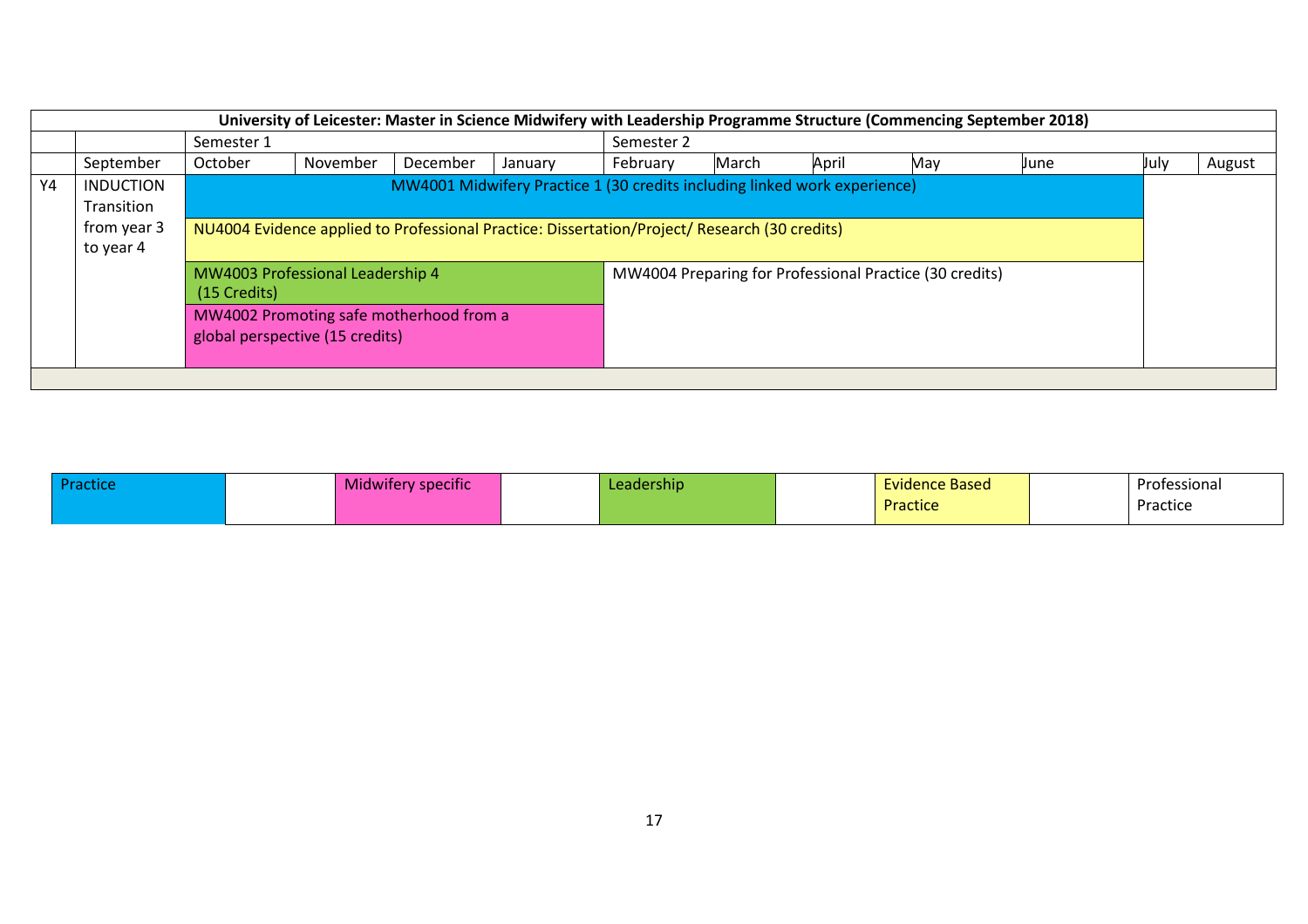**University of Leicester: Master in Science Midwifery with Leadership Programme Structure (Commencing September 2018)**

| | | Semester 1 | | | | Semester 2 | | | | | | |
|---|---|---|---|---|---|---|---|---|---|---|---|---|
| | September | October | November | December | January | February | March | April | May | June | July | August |
| Y4 | INDUCTION Transition from year 3 to year 4 | MW4001 Midwifery Practice 1 (30 credits including linked work experience) | | | | | | | | | | |
| | | NU4004 Evidence applied to Professional Practice: Dissertation/Project/ Research (30 credits) | | | | | | | | | | |
| | | MW4003 Professional Leadership 4 (15 Credits) | | | | MW4004 Preparing for Professional Practice (30 credits) | | | | | | |
| | | MW4002 Promoting safe motherhood from a global perspective (15 credits) | | | | | | | | | | |

| Practice | | Midwifery specific | | Leadership | | Evidence Based Practice | | Professional Practice |
|---|---|---|---|---|---|---|---|---|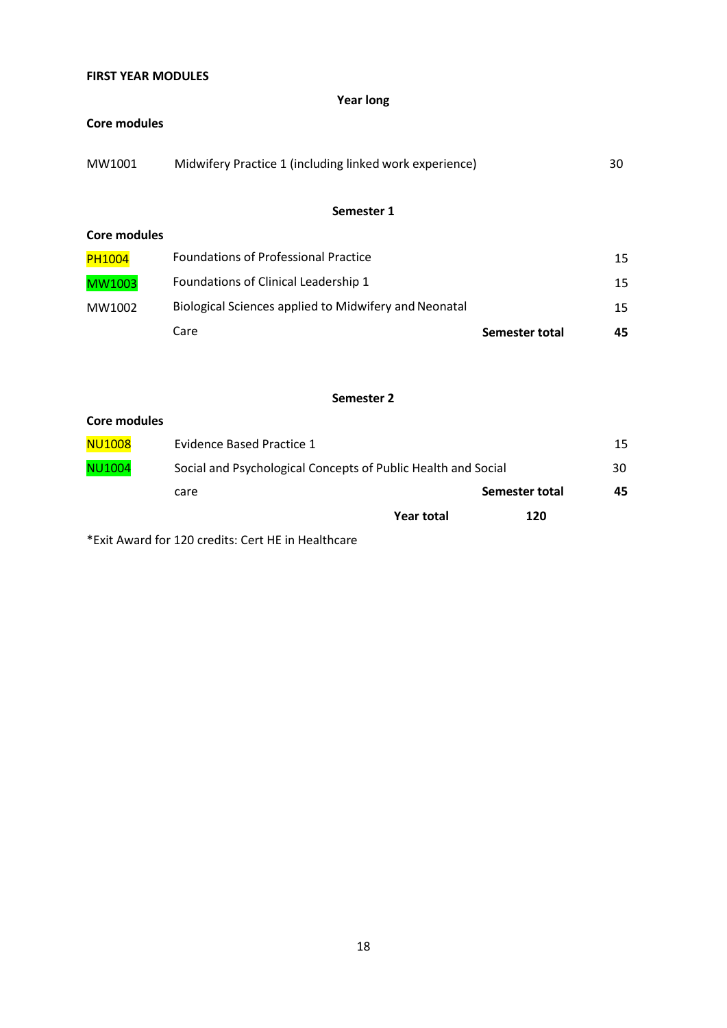**FIRST YEAR MODULES**

**Year long**

**Core modules**

| | | |
|---|---|---|
| MW1001 | Midwifery Practice 1 (including linked work experience) | 30 |

**Semester 1**

**Core modules**

| | | | |
|---|---|---|---|
| PH1004 | Foundations of Professional Practice | | 15 |
| MW1003 | Foundations of Clinical Leadership 1 | | 15 |
| MW1002 | Biological Sciences applied to Midwifery and Neonatal Care | | 15 |
| | | **Semester total** | **45** |

**Semester 2**

**Core modules**

| | | | |
|---|---|---|---|
| NU1008 | Evidence Based Practice 1 | | 15 |
| NU1004 | Social and Psychological Concepts of Public Health and Social care | | 30 |
| | | **Semester total** | **45** |
| | **Year total** | **120** | |

*Exit Award for 120 credits: Cert HE in Healthcare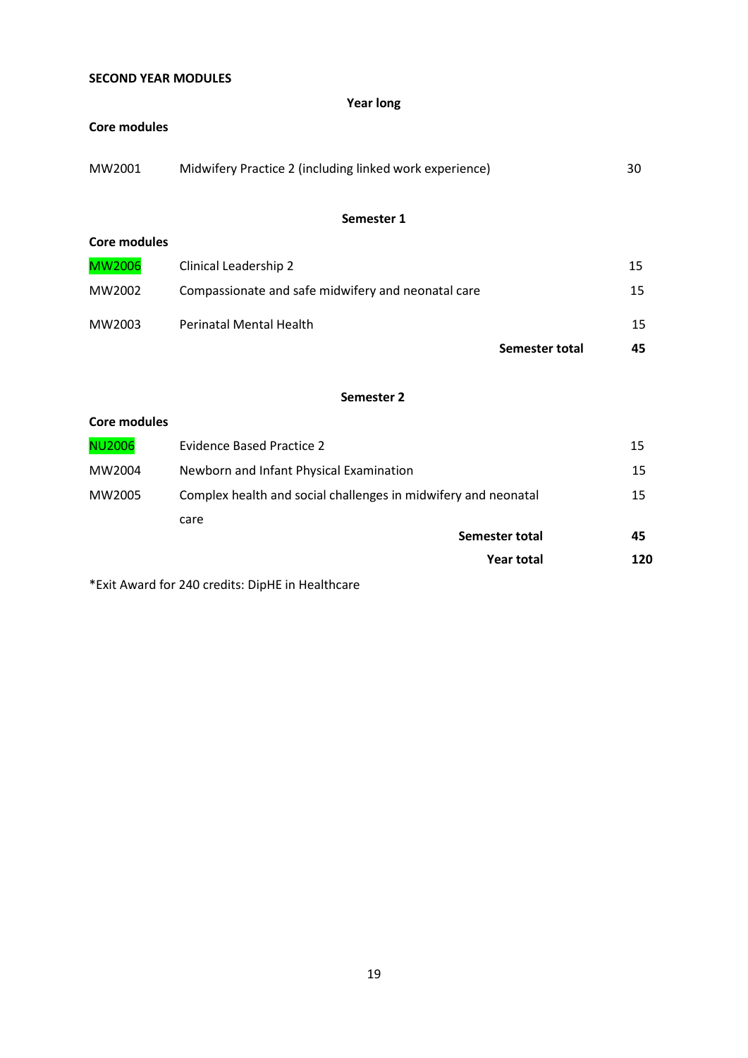**SECOND YEAR MODULES**

**Year long**

**Core modules**

| | | |
|---|---|---|
| MW2001 | Midwifery Practice 2 (including linked work experience) | 30 |

**Semester 1**

**Core modules**

| | | |
|---|---|---|
| MW2006 | Clinical Leadership 2 | 15 |
| MW2002 | Compassionate and safe midwifery and neonatal care | 15 |
| MW2003 | Perinatal Mental Health | 15 |
| | **Semester total** | **45** |

**Semester 2**

**Core modules**

| | | |
|---|---|---|
| NU2006 | Evidence Based Practice 2 | 15 |
| MW2004 | Newborn and Infant Physical Examination | 15 |
| MW2005 | Complex health and social challenges in midwifery and neonatal care | 15 |
| | **Semester total** | **45** |
| | **Year total** | **120** |

*Exit Award for 240 credits: DipHE in Healthcare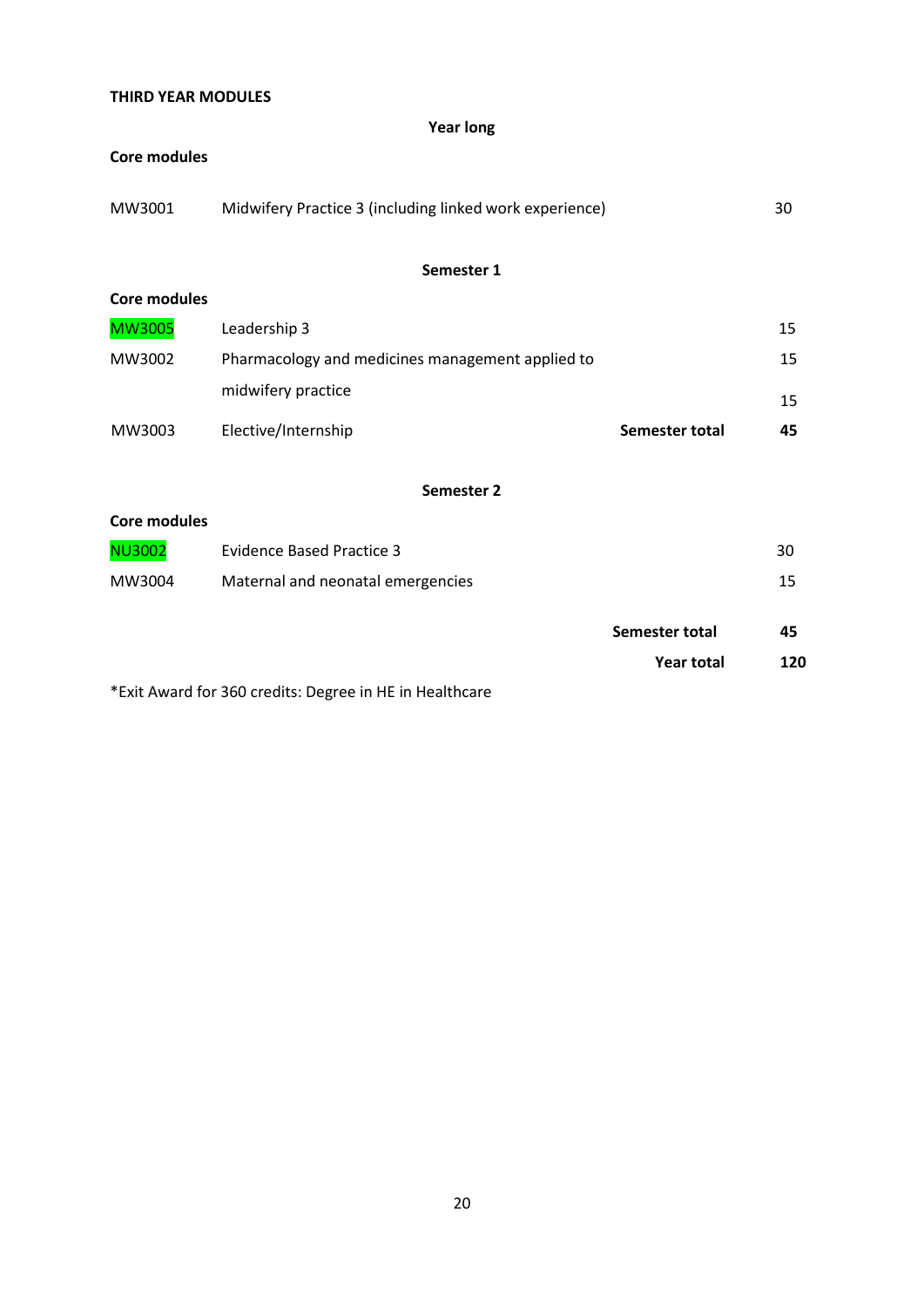**THIRD YEAR MODULES**

**Year long**

**Core modules**

| | | | |
|---|---|---|---|
| MW3001 | Midwifery Practice 3 (including linked work experience) | | 30 |

**Semester 1**

**Core modules**

| | | | |
|---|---|---|---|
| MW3005 | Leadership 3 | | 15 |
| MW3002 | Pharmacology and medicines management applied to midwifery practice | | 15 |
| MW3003 | Elective/Internship | | 15 |
| | | **Semester total** | **45** |

**Semester 2**

**Core modules**

| | | | |
|---|---|---|---|
| NU3002 | Evidence Based Practice 3 | | 30 |
| MW3004 | Maternal and neonatal emergencies | | 15 |
| | | **Semester total** | **45** |
| | | **Year total** | **120** |

*Exit Award for 360 credits: Degree in HE in Healthcare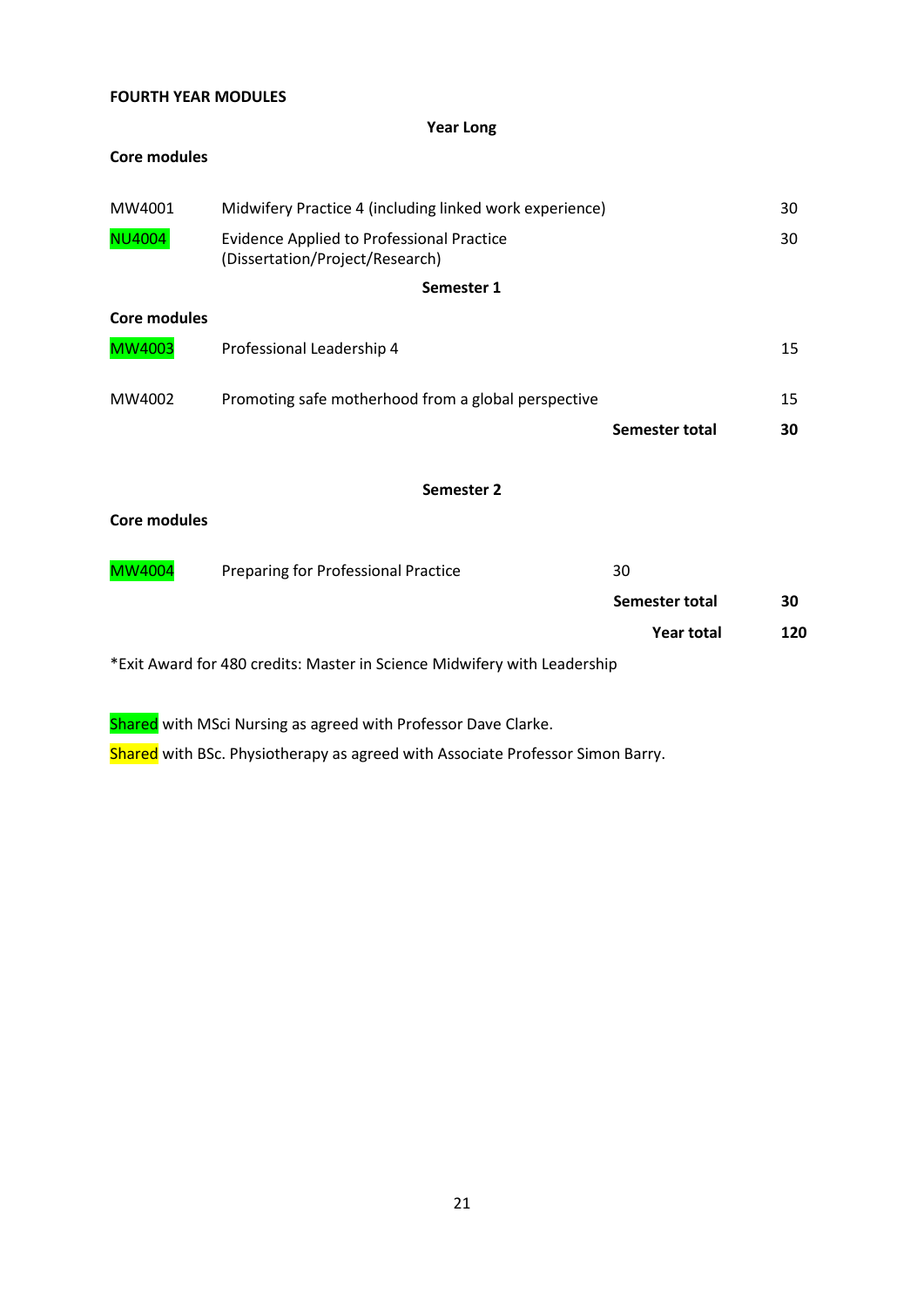**FOURTH YEAR MODULES**

**Year Long**

**Core modules**

| | | | |
|---|---|---|---|
| MW4001 | Midwifery Practice 4 (including linked work experience) | | 30 |
| NU4004 | Evidence Applied to Professional Practice (Dissertation/Project/Research) | | 30 |

**Semester 1**

**Core modules**

| | | | |
|---|---|---|---|
| MW4003 | Professional Leadership 4 | | 15 |
| MW4002 | Promoting safe motherhood from a global perspective | | 15 |
| | | **Semester total** | **30** |

**Semester 2**

**Core modules**

| | | | |
|---|---|---|---|
| MW4004 | Preparing for Professional Practice | 30 | |
| | | **Semester total** | **30** |
| | | **Year total** | **120** |

*Exit Award for 480 credits: Master in Science Midwifery with Leadership

Shared with MSci Nursing as agreed with Professor Dave Clarke.

Shared with BSc. Physiotherapy as agreed with Associate Professor Simon Barry.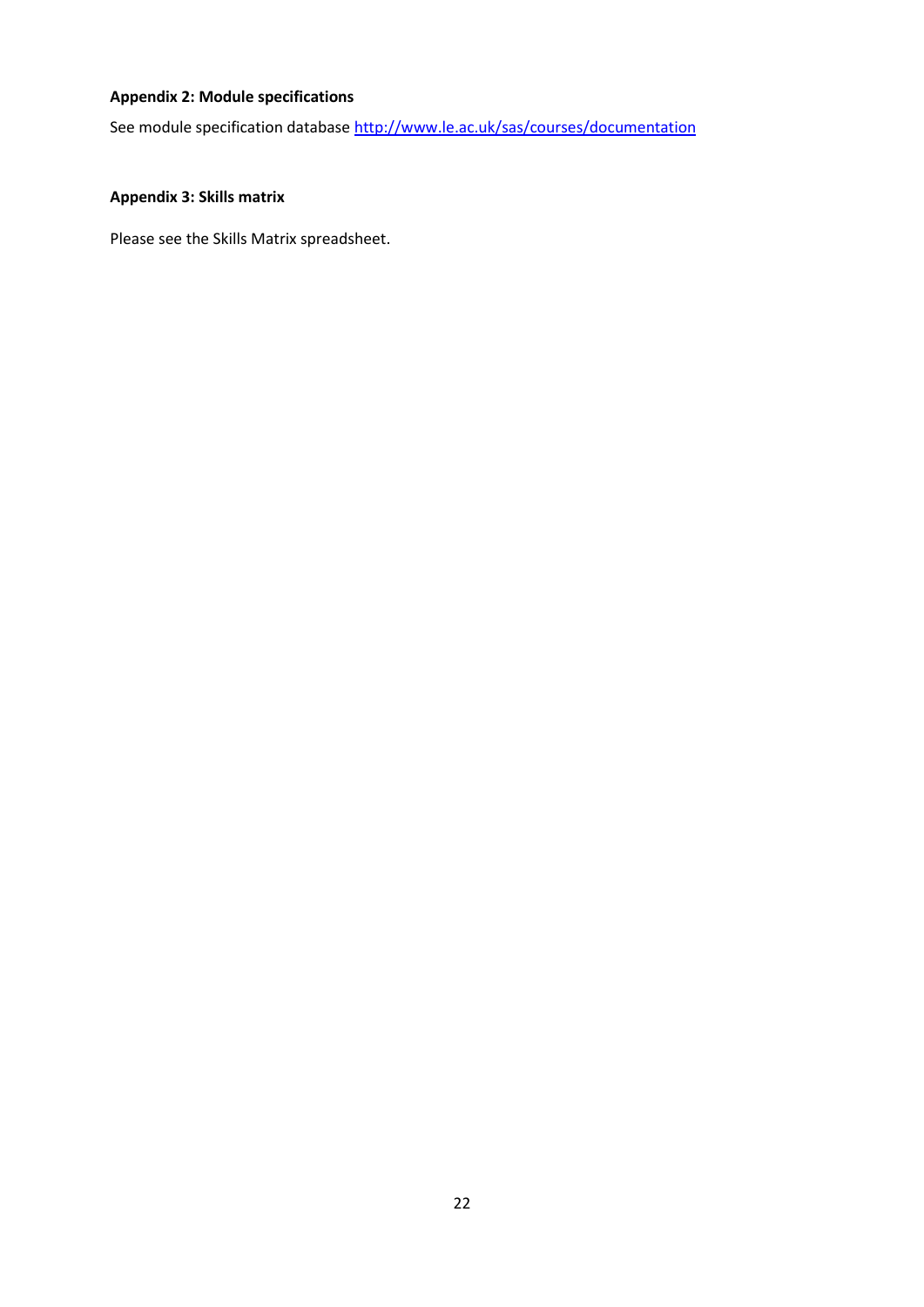**Appendix 2: Module specifications**

See module specification database [http://www.le.ac.uk/sas/courses/documentation](http://www.le.ac.uk/sas/courses/documentation)

**Appendix 3: Skills matrix**

Please see the Skills Matrix spreadsheet.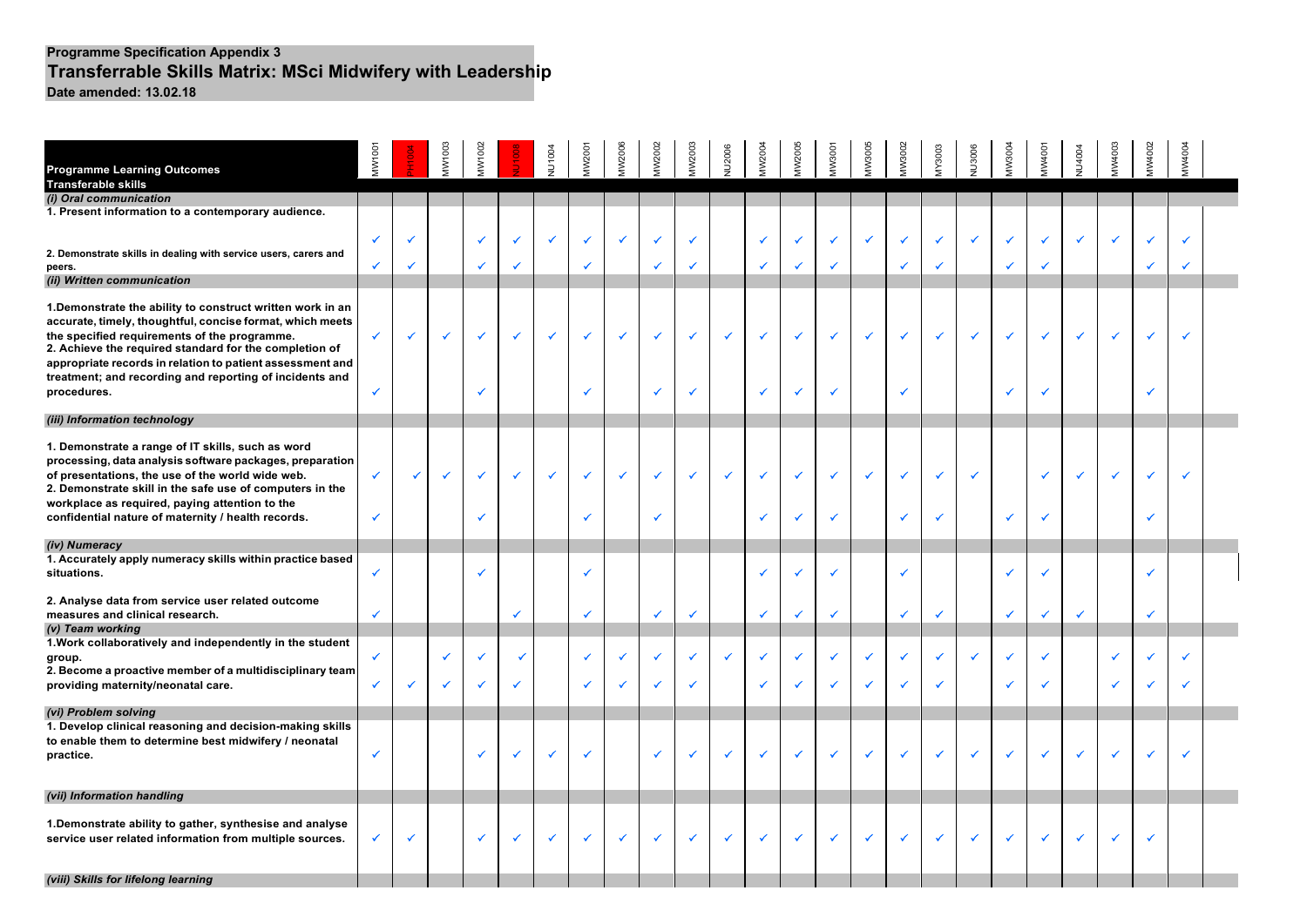**Programme Specification Appendix 3**

# Transferrable Skills Matrix: MSci Midwifery with Leadership

**Date amended: 13.02.18**

| Programme Learning Outcomes / Transferable skills | MW1001 | PH1004 | MW1003 | MW1002 | NU1038 | NU1004 | MW2001 | MW2006 | MW2002 | MW2003 | NU2006 | MW2004 | MW2005 | MW3001 | MW3005 | MW3002 | MY3003 | NU3006 | MW3004 | MW4001 | NU4004 | MW4003 | MW4002 | MW4004 |
|---|---|---|---|---|---|---|---|---|---|---|---|---|---|---|---|---|---|---|---|---|---|---|---|---|
| ***(i) Oral communication*** | | | | | | | | | | | | | | | | | | | | | | | | |
| **1. Present information to a contemporary audience.** | ✓ | ✓ | | ✓ | ✓ | ✓ | ✓ | ✓ | ✓ | ✓ | | ✓ | ✓ | ✓ | ✓ | ✓ | ✓ | ✓ | ✓ | ✓ | ✓ | ✓ | ✓ | ✓ |
| **2. Demonstrate skills in dealing with service users, carers and peers.** | ✓ | ✓ | | ✓ | ✓ | | ✓ | | ✓ | ✓ | | ✓ | ✓ | ✓ | | ✓ | ✓ | | ✓ | ✓ | | | ✓ | ✓ |
| ***(ii) Written communication*** | | | | | | | | | | | | | | | | | | | | | | | | |
| **1. Demonstrate the ability to construct written work in an accurate, timely, thoughtful, concise format, which meets the specified requirements of the programme.** | ✓ | ✓ | ✓ | ✓ | ✓ | ✓ | ✓ | ✓ | ✓ | ✓ | ✓ | ✓ | ✓ | ✓ | ✓ | ✓ | ✓ | ✓ | ✓ | ✓ | ✓ | ✓ | ✓ | ✓ |
| **2. Achieve the required standard for the completion of appropriate records in relation to patient assessment and treatment; and recording and reporting of incidents and procedures.** | ✓ | | | ✓ | | | ✓ | | ✓ | ✓ | | ✓ | ✓ | ✓ | | ✓ | | | ✓ | ✓ | | | ✓ | |
| ***(iii) Information technology*** | | | | | | | | | | | | | | | | | | | | | | | | |
| **1. Demonstrate a range of IT skills, such as word processing, data analysis software packages, preparation of presentations, the use of the world wide web.** | ✓ | ✓ | ✓ | ✓ | ✓ | ✓ | ✓ | ✓ | ✓ | ✓ | ✓ | ✓ | ✓ | ✓ | ✓ | ✓ | ✓ | ✓ | | ✓ | ✓ | ✓ | ✓ | ✓ |
| **2. Demonstrate skill in the safe use of computers in the workplace as required, paying attention to the confidential nature of maternity / health records.** | ✓ | | | ✓ | | | ✓ | | ✓ | | | ✓ | ✓ | ✓ | | ✓ | ✓ | | ✓ | ✓ | | | ✓ | |
| ***(iv) Numeracy*** | | | | | | | | | | | | | | | | | | | | | | | | |
| **1. Accurately apply numeracy skills within practice based situations.** | ✓ | | | ✓ | | | ✓ | | | | | ✓ | ✓ | ✓ | | ✓ | | | ✓ | ✓ | | | ✓ | |
| **2. Analyse data from service user related outcome measures and clinical research.** | ✓ | | | | ✓ | | ✓ | | ✓ | ✓ | | ✓ | ✓ | ✓ | | ✓ | ✓ | | ✓ | ✓ | ✓ | | ✓ | |
| ***(v) Team working*** | | | | | | | | | | | | | | | | | | | | | | | | |
| **1. Work collaboratively and independently in the student group.** | ✓ | | ✓ | ✓ | ✓ | | ✓ | ✓ | ✓ | ✓ | ✓ | ✓ | ✓ | ✓ | ✓ | ✓ | ✓ | ✓ | ✓ | ✓ | | ✓ | ✓ | ✓ |
| **2. Become a proactive member of a multidisciplinary team providing maternity/neonatal care.** | ✓ | ✓ | ✓ | ✓ | ✓ | | ✓ | ✓ | ✓ | ✓ | | ✓ | ✓ | ✓ | ✓ | ✓ | ✓ | | ✓ | ✓ | | ✓ | ✓ | ✓ |
| ***(vi) Problem solving*** | | | | | | | | | | | | | | | | | | | | | | | | |
| **1. Develop clinical reasoning and decision-making skills to enable them to determine best midwifery / neonatal practice.** | ✓ | | | ✓ | ✓ | ✓ | ✓ | | ✓ | ✓ | ✓ | ✓ | ✓ | ✓ | ✓ | ✓ | ✓ | ✓ | ✓ | ✓ | ✓ | ✓ | ✓ | ✓ |
| ***(vii) Information handling*** | | | | | | | | | | | | | | | | | | | | | | | | |
| **1. Demonstrate ability to gather, synthesise and analyse service user related information from multiple sources.** | ✓ | ✓ | | ✓ | ✓ | ✓ | ✓ | ✓ | ✓ | ✓ | ✓ | ✓ | ✓ | ✓ | ✓ | ✓ | ✓ | ✓ | ✓ | ✓ | ✓ | ✓ | ✓ | |
| ***(viii) Skills for lifelong learning*** | | | | | | | | | | | | | | | | | | | | | | | | |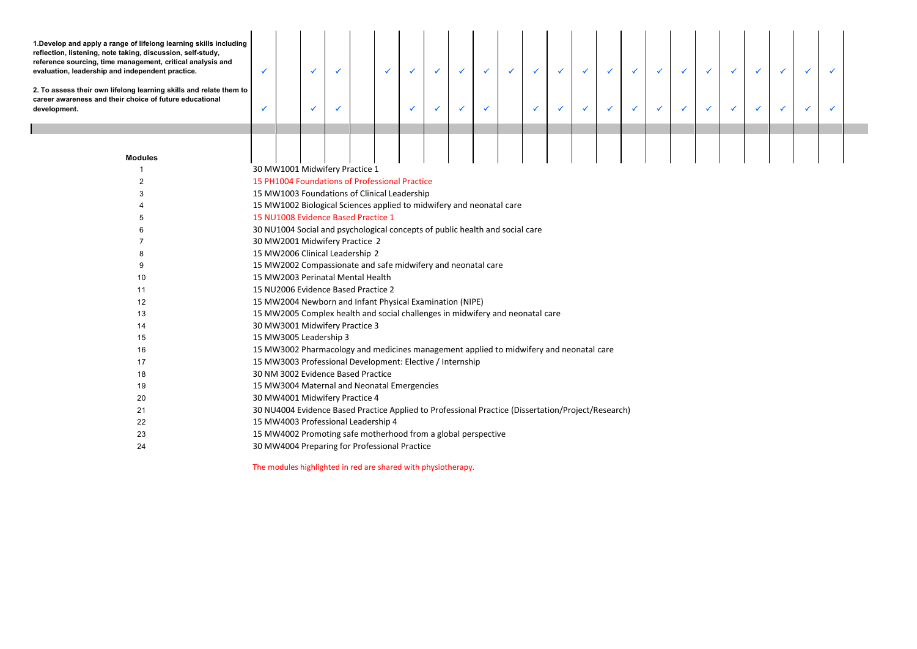| | 1 | 2 | 3 | 4 | 5 | 6 | 7 | 8 | 9 | 10 | 11 | 12 | 13 | 14 | 15 | 16 | 17 | 18 | 19 | 20 | 21 | 22 | 23 | 24 |
|---|---|---|---|---|---|---|---|---|---|---|---|---|---|---|---|---|---|---|---|---|---|---|---|---|
| **1.Develop and apply a range of lifelong learning skills including reflection, listening, note taking, discussion, self-study, reference sourcing, time management, critical analysis and evaluation, leadership and independent practice.** | ✓ | | ✓ | ✓ | | ✓ | ✓ | ✓ | ✓ | ✓ | ✓ | ✓ | ✓ | ✓ | ✓ | ✓ | ✓ | ✓ | ✓ | ✓ | ✓ | ✓ | ✓ | ✓ |
| **2. To assess their own lifelong learning skills and relate them to career awareness and their choice of future educational development.** | ✓ | | ✓ | ✓ | | | ✓ | ✓ | ✓ | ✓ | | ✓ | ✓ | ✓ | ✓ | ✓ | ✓ | ✓ | ✓ | ✓ | ✓ | ✓ | ✓ | ✓ |

| **Modules** | |
|---|---|
| 1 | 30 MW1001 Midwifery Practice 1 |
| 2 | 15 PH1004 Foundations of Professional Practice |
| 3 | 15 MW1003 Foundations of Clinical Leadership |
| 4 | 15 MW1002 Biological Sciences applied to midwifery and neonatal care |
| 5 | 15 NU1008 Evidence Based Practice 1 |
| 6 | 30 NU1004 Social and psychological concepts of public health and social care |
| 7 | 30 MW2001 Midwifery Practice 2 |
| 8 | 15 MW2006 Clinical Leadership 2 |
| 9 | 15 MW2002 Compassionate and safe midwifery and neonatal care |
| 10 | 15 MW2003 Perinatal Mental Health |
| 11 | 15 NU2006 Evidence Based Practice 2 |
| 12 | 15 MW2004 Newborn and Infant Physical Examination (NIPE) |
| 13 | 15 MW2005 Complex health and social challenges in midwifery and neonatal care |
| 14 | 30 MW3001 Midwifery Practice 3 |
| 15 | 15 MW3005 Leadership 3 |
| 16 | 15 MW3002 Pharmacology and medicines management applied to midwifery and neonatal care |
| 17 | 15 MW3003 Professional Development: Elective / Internship |
| 18 | 30 NM 3002 Evidence Based Practice |
| 19 | 15 MW3004 Maternal and Neonatal Emergencies |
| 20 | 30 MW4001 Midwifery Practice 4 |
| 21 | 30 NU4004 Evidence Based Practice Applied to Professional Practice (Dissertation/Project/Research) |
| 22 | 15 MW4003 Professional Leadership 4 |
| 23 | 15 MW4002 Promoting safe motherhood from a global perspective |
| 24 | 30 MW4004 Preparing for Professional Practice |

The modules highlighted in red are shared with physiotherapy.